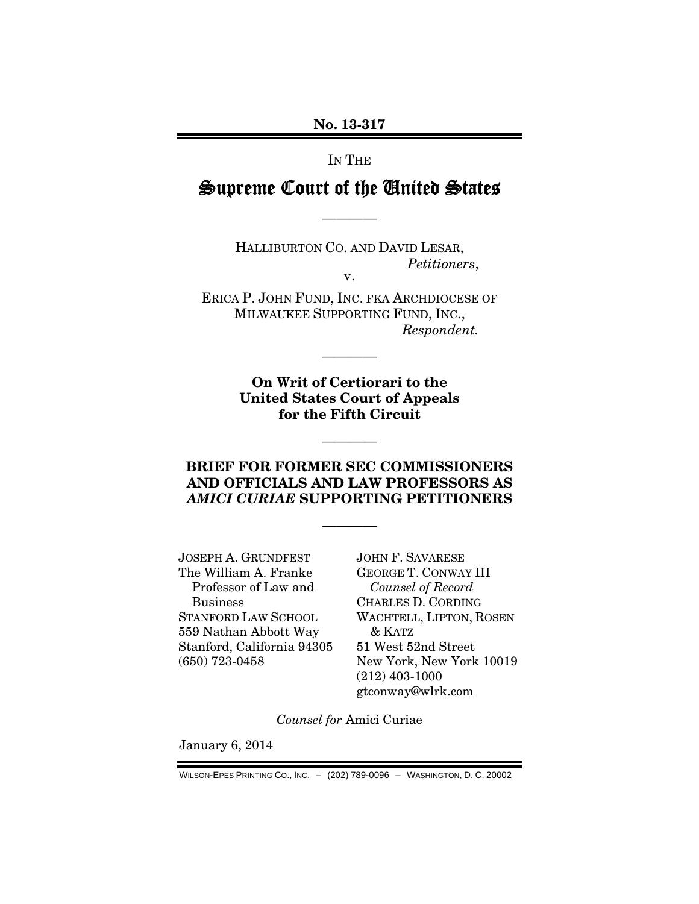**No. 13-317**

IN THE

# Supreme Court of the United States

————

HALLIBURTON CO. AND DAVID LESAR,
*Petitioners*,
v.

ERICA P. JOHN FUND, INC. FKA ARCHDIOCESE OF MILWAUKEE SUPPORTING FUND, INC.,
*Respondent.*

————

**On Writ of Certiorari to the United States Court of Appeals for the Fifth Circuit**

————

**BRIEF FOR FORMER SEC COMMISSIONERS AND OFFICIALS AND LAW PROFESSORS AS *AMICI CURIAE* SUPPORTING PETITIONERS**

————

JOSEPH A. GRUNDFEST
The William A. Franke Professor of Law and Business
STANFORD LAW SCHOOL
559 Nathan Abbott Way
Stanford, California 94305
(650) 723-0458

JOHN F. SAVARESE
GEORGE T. CONWAY III
*Counsel of Record*
CHARLES D. CORDING
WACHTELL, LIPTON, ROSEN & KATZ
51 West 52nd Street
New York, New York 10019
(212) 403-1000
gtconway@wlrk.com

*Counsel for* Amici Curiae

January 6, 2014

WILSON-EPES PRINTING CO., INC. – (202) 789-0096 – WASHINGTON, D. C. 20002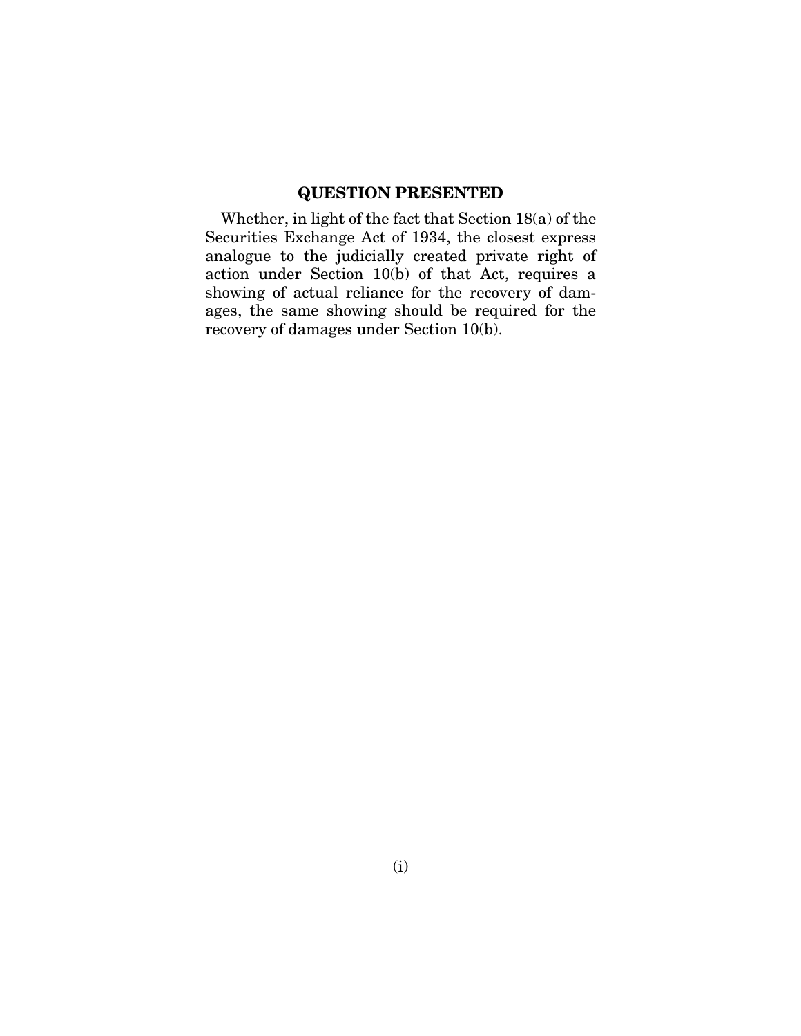## QUESTION PRESENTED

Whether, in light of the fact that Section 18(a) of the Securities Exchange Act of 1934, the closest express analogue to the judicially created private right of action under Section 10(b) of that Act, requires a showing of actual reliance for the recovery of damages, the same showing should be required for the recovery of damages under Section 10(b).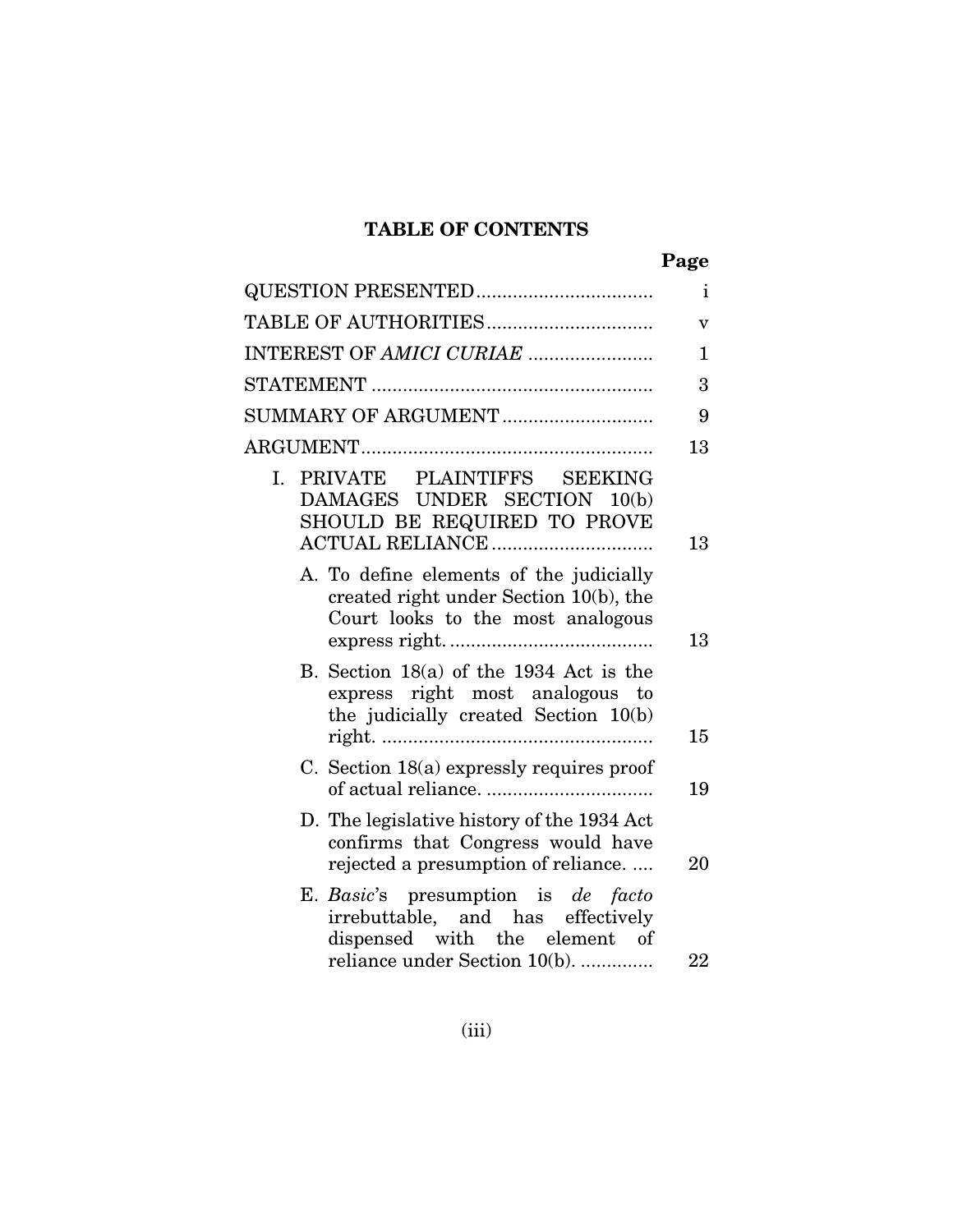## TABLE OF CONTENTS

| | Page |
|---|---|
| QUESTION PRESENTED | i |
| TABLE OF AUTHORITIES | v |
| INTEREST OF *AMICI CURIAE* | 1 |
| STATEMENT | 3 |
| SUMMARY OF ARGUMENT | 9 |
| ARGUMENT | 13 |
| I. PRIVATE PLAINTIFFS SEEKING DAMAGES UNDER SECTION 10(b) SHOULD BE REQUIRED TO PROVE ACTUAL RELIANCE | 13 |
| A. To define elements of the judicially created right under Section 10(b), the Court looks to the most analogous express right. | 13 |
| B. Section 18(a) of the 1934 Act is the express right most analogous to the judicially created Section 10(b) right. | 15 |
| C. Section 18(a) expressly requires proof of actual reliance. | 19 |
| D. The legislative history of the 1934 Act confirms that Congress would have rejected a presumption of reliance. | 20 |
| E. *Basic*'s presumption is *de facto* irrebuttable, and has effectively dispensed with the element of reliance under Section 10(b). | 22 |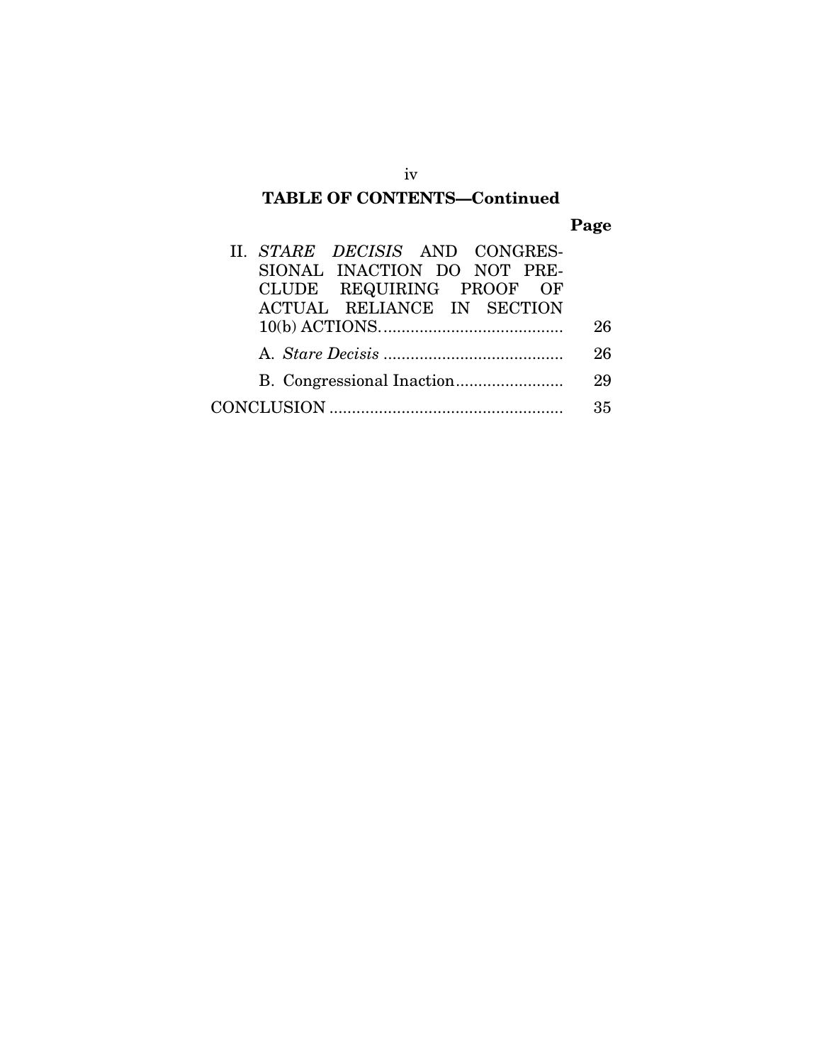## TABLE OF CONTENTS—Continued

| | Page |
|---|---|
| II. *STARE DECISIS* AND CONGRESSIONAL INACTION DO NOT PRECLUDE REQUIRING PROOF OF ACTUAL RELIANCE IN SECTION 10(b) ACTIONS. | 26 |
| A. *Stare Decisis* | 26 |
| B. Congressional Inaction | 29 |
| CONCLUSION | 35 |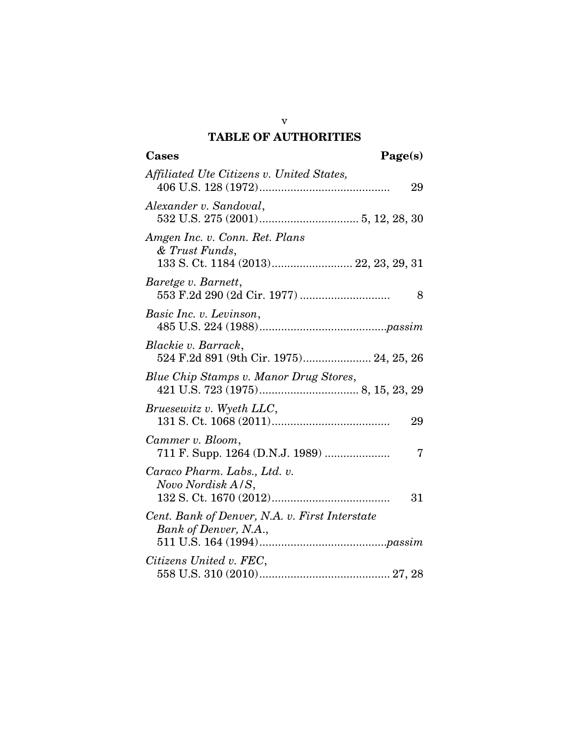# TABLE OF AUTHORITIES

| Cases | Page(s) |
|---|---|
| *Affiliated Ute Citizens v. United States*, 406 U.S. 128 (1972) | 29 |
| *Alexander v. Sandoval*, 532 U.S. 275 (2001) | 5, 12, 28, 30 |
| *Amgen Inc. v. Conn. Ret. Plans & Trust Funds*, 133 S. Ct. 1184 (2013) | 22, 23, 29, 31 |
| *Baretge v. Barnett*, 553 F.2d 290 (2d Cir. 1977) | 8 |
| *Basic Inc. v. Levinson*, 485 U.S. 224 (1988) | *passim* |
| *Blackie v. Barrack*, 524 F.2d 891 (9th Cir. 1975) | 24, 25, 26 |
| *Blue Chip Stamps v. Manor Drug Stores*, 421 U.S. 723 (1975) | 8, 15, 23, 29 |
| *Bruesewitz v. Wyeth LLC*, 131 S. Ct. 1068 (2011) | 29 |
| *Cammer v. Bloom*, 711 F. Supp. 1264 (D.N.J. 1989) | 7 |
| *Caraco Pharm. Labs., Ltd. v. Novo Nordisk A/S*, 132 S. Ct. 1670 (2012) | 31 |
| *Cent. Bank of Denver, N.A. v. First Interstate Bank of Denver, N.A.*, 511 U.S. 164 (1994) | *passim* |
| *Citizens United v. FEC*, 558 U.S. 310 (2010) | 27, 28 |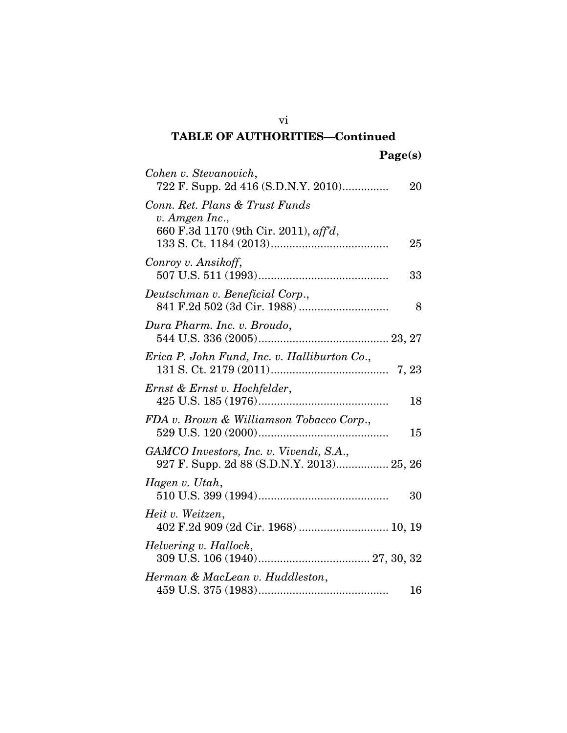**TABLE OF AUTHORITIES—Continued**

**Page(s)**

*Cohen v. Stevanovich*,
722 F. Supp. 2d 416 (S.D.N.Y. 2010)............... 20

*Conn. Ret. Plans & Trust Funds v. Amgen Inc.*,
660 F.3d 1170 (9th Cir. 2011), *aff'd*,
133 S. Ct. 1184 (2013)...................................... 25

*Conroy v. Ansikoff*,
507 U.S. 511 (1993).......................................... 33

*Deutschman v. Beneficial Corp.*,
841 F.2d 502 (3d Cir. 1988) ............................. 8

*Dura Pharm. Inc. v. Broudo*,
544 U.S. 336 (2005).......................................... 23, 27

*Erica P. John Fund, Inc. v. Halliburton Co.*,
131 S. Ct. 2179 (2011)...................................... 7, 23

*Ernst & Ernst v. Hochfelder*,
425 U.S. 185 (1976).......................................... 18

*FDA v. Brown & Williamson Tobacco Corp.*,
529 U.S. 120 (2000).......................................... 15

*GAMCO Investors, Inc. v. Vivendi, S.A.*,
927 F. Supp. 2d 88 (S.D.N.Y. 2013)................. 25, 26

*Hagen v. Utah*,
510 U.S. 399 (1994).......................................... 30

*Heit v. Weitzen*,
402 F.2d 909 (2d Cir. 1968) ............................. 10, 19

*Helvering v. Hallock*,
309 U.S. 106 (1940).................................... 27, 30, 32

*Herman & MacLean v. Huddleston*,
459 U.S. 375 (1983).......................................... 16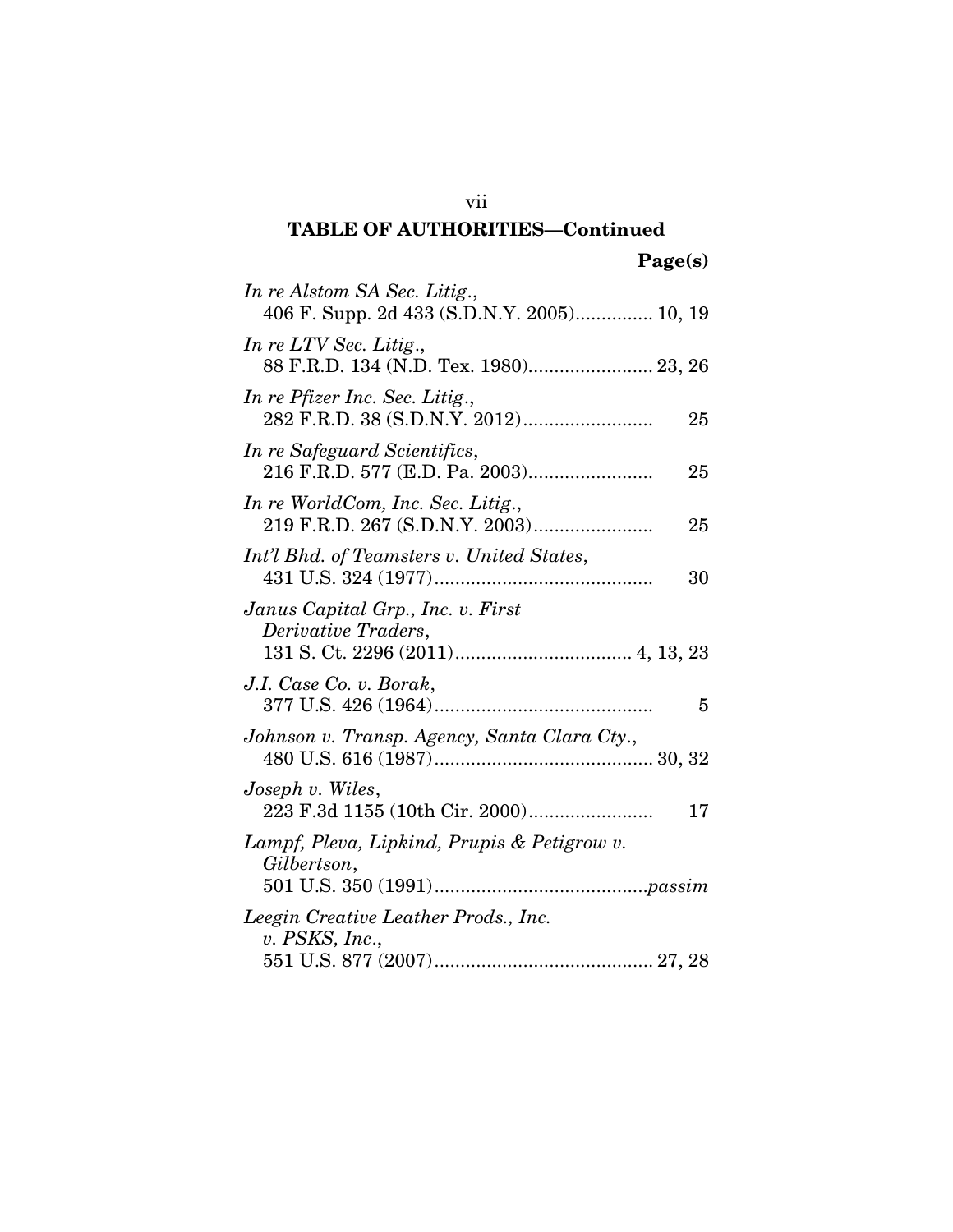## TABLE OF AUTHORITIES—Continued

**Page(s)**

*In re Alstom SA Sec. Litig.*, 406 F. Supp. 2d 433 (S.D.N.Y. 2005)............... 10, 19

*In re LTV Sec. Litig.*, 88 F.R.D. 134 (N.D. Tex. 1980)........................ 23, 26

*In re Pfizer Inc. Sec. Litig.*, 282 F.R.D. 38 (S.D.N.Y. 2012)......................... 25

*In re Safeguard Scientifics*, 216 F.R.D. 577 (E.D. Pa. 2003)........................ 25

*In re WorldCom, Inc. Sec. Litig.*, 219 F.R.D. 267 (S.D.N.Y. 2003)....................... 25

*Int'l Bhd. of Teamsters v. United States*, 431 U.S. 324 (1977).......................................... 30

*Janus Capital Grp., Inc. v. First Derivative Traders*, 131 S. Ct. 2296 (2011).................................. 4, 13, 23

*J.I. Case Co. v. Borak*, 377 U.S. 426 (1964).......................................... 5

*Johnson v. Transp. Agency, Santa Clara Cty.*, 480 U.S. 616 (1987).......................................... 30, 32

*Joseph v. Wiles*, 223 F.3d 1155 (10th Cir. 2000)........................ 17

*Lampf, Pleva, Lipkind, Prupis & Petigrow v. Gilbertson*, 501 U.S. 350 (1991).........................................*passim*

*Leegin Creative Leather Prods., Inc. v. PSKS, Inc.*, 551 U.S. 877 (2007).......................................... 27, 28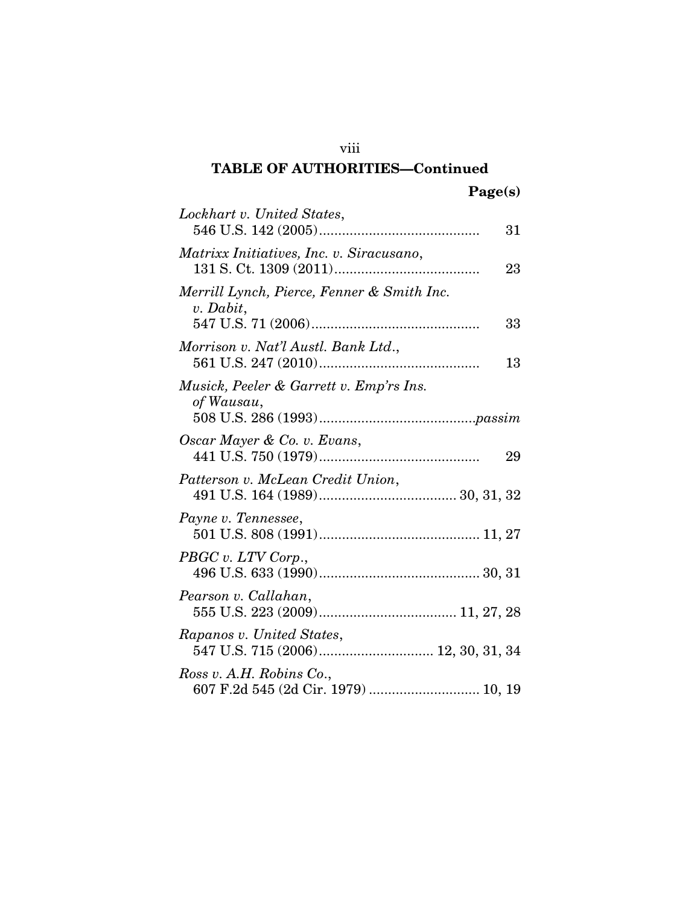## TABLE OF AUTHORITIES—Continued

| | Page(s) |
|---|---|
| *Lockhart v. United States*, 546 U.S. 142 (2005) | 31 |
| *Matrixx Initiatives, Inc. v. Siracusano*, 131 S. Ct. 1309 (2011) | 23 |
| *Merrill Lynch, Pierce, Fenner & Smith Inc. v. Dabit*, 547 U.S. 71 (2006) | 33 |
| *Morrison v. Nat'l Austl. Bank Ltd.*, 561 U.S. 247 (2010) | 13 |
| *Musick, Peeler & Garrett v. Emp'rs Ins. of Wausau*, 508 U.S. 286 (1993) | *passim* |
| *Oscar Mayer & Co. v. Evans*, 441 U.S. 750 (1979) | 29 |
| *Patterson v. McLean Credit Union*, 491 U.S. 164 (1989) | 30, 31, 32 |
| *Payne v. Tennessee*, 501 U.S. 808 (1991) | 11, 27 |
| *PBGC v. LTV Corp.*, 496 U.S. 633 (1990) | 30, 31 |
| *Pearson v. Callahan*, 555 U.S. 223 (2009) | 11, 27, 28 |
| *Rapanos v. United States*, 547 U.S. 715 (2006) | 12, 30, 31, 34 |
| *Ross v. A.H. Robins Co.*, 607 F.2d 545 (2d Cir. 1979) | 10, 19 |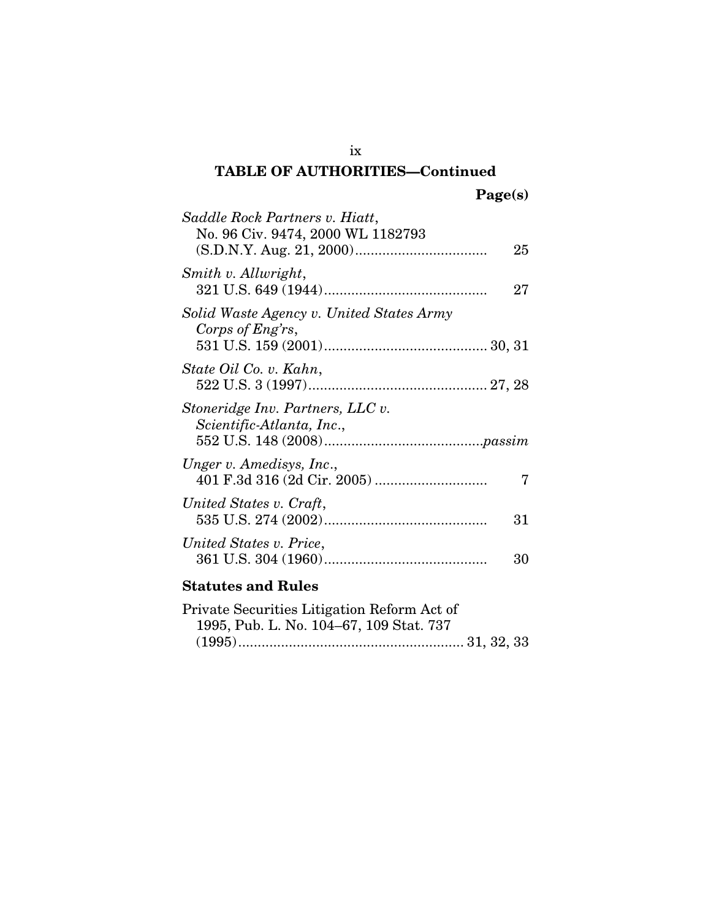## TABLE OF AUTHORITIES—Continued

| | Page(s) |
|---|---|
| *Saddle Rock Partners v. Hiatt*, No. 96 Civ. 9474, 2000 WL 1182793 (S.D.N.Y. Aug. 21, 2000) | 25 |
| *Smith v. Allwright*, 321 U.S. 649 (1944) | 27 |
| *Solid Waste Agency v. United States Army Corps of Eng'rs*, 531 U.S. 159 (2001) | 30, 31 |
| *State Oil Co. v. Kahn*, 522 U.S. 3 (1997) | 27, 28 |
| *Stoneridge Inv. Partners, LLC v. Scientific-Atlanta, Inc.*, 552 U.S. 148 (2008) | *passim* |
| *Unger v. Amedisys, Inc.*, 401 F.3d 316 (2d Cir. 2005) | 7 |
| *United States v. Craft*, 535 U.S. 274 (2002) | 31 |
| *United States v. Price*, 361 U.S. 304 (1960) | 30 |

### Statutes and Rules

| | |
|---|---|
| Private Securities Litigation Reform Act of 1995, Pub. L. No. 104–67, 109 Stat. 737 (1995) | 31, 32, 33 |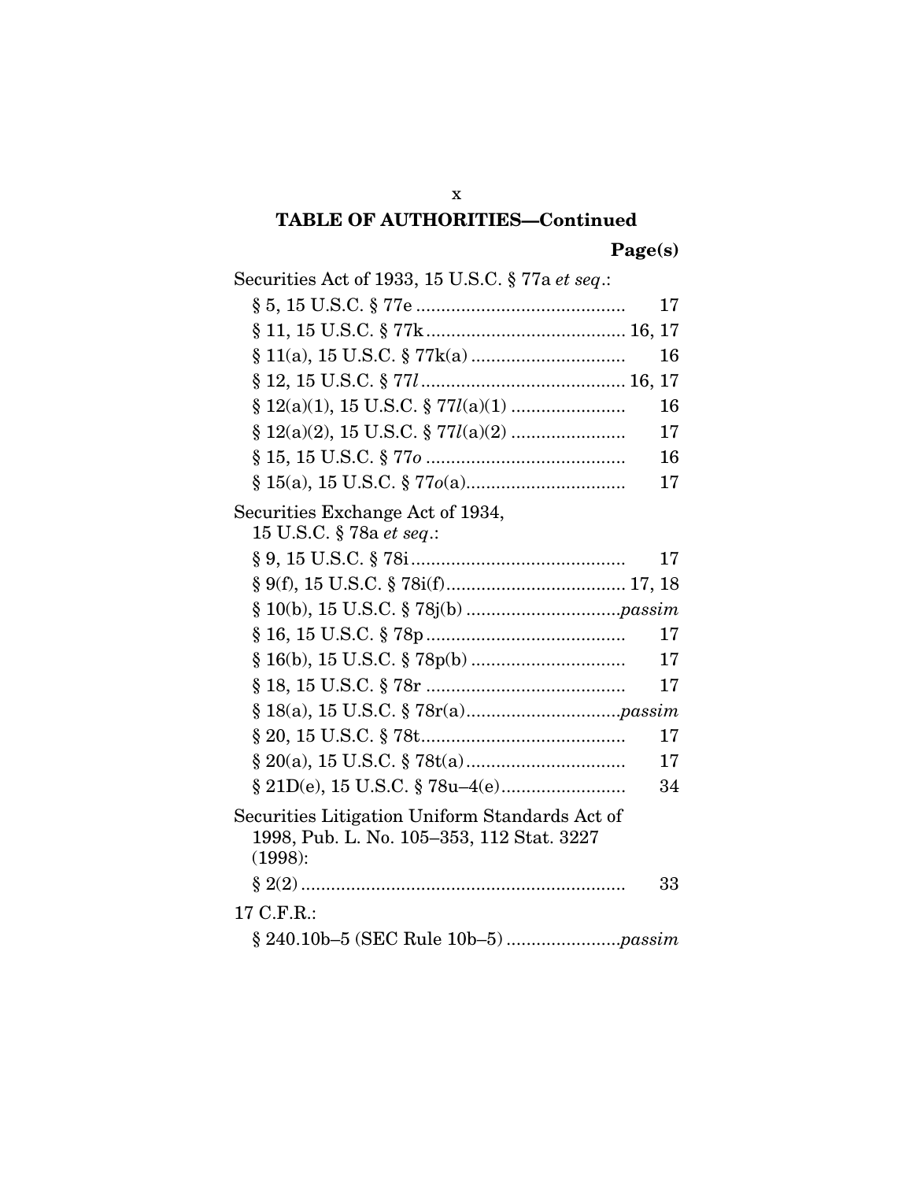## TABLE OF AUTHORITIES—Continued

| | Page(s) |
|---|---|
| Securities Act of 1933, 15 U.S.C. § 77a *et seq*.: | |
| § 5, 15 U.S.C. § 77e | 17 |
| § 11, 15 U.S.C. § 77k | 16, 17 |
| § 11(a), 15 U.S.C. § 77k(a) | 16 |
| § 12, 15 U.S.C. § 77*l* | 16, 17 |
| § 12(a)(1), 15 U.S.C. § 77*l*(a)(1) | 16 |
| § 12(a)(2), 15 U.S.C. § 77*l*(a)(2) | 17 |
| § 15, 15 U.S.C. § 77*o* | 16 |
| § 15(a), 15 U.S.C. § 77*o*(a) | 17 |
| Securities Exchange Act of 1934, 15 U.S.C. § 78a *et seq*.: | |
| § 9, 15 U.S.C. § 78i | 17 |
| § 9(f), 15 U.S.C. § 78i(f) | 17, 18 |
| § 10(b), 15 U.S.C. § 78j(b) | *passim* |
| § 16, 15 U.S.C. § 78p | 17 |
| § 16(b), 15 U.S.C. § 78p(b) | 17 |
| § 18, 15 U.S.C. § 78r | 17 |
| § 18(a), 15 U.S.C. § 78r(a) | *passim* |
| § 20, 15 U.S.C. § 78t | 17 |
| § 20(a), 15 U.S.C. § 78t(a) | 17 |
| § 21D(e), 15 U.S.C. § 78u–4(e) | 34 |
| Securities Litigation Uniform Standards Act of 1998, Pub. L. No. 105–353, 112 Stat. 3227 (1998): | |
| § 2(2) | 33 |
| 17 C.F.R.: | |
| § 240.10b–5 (SEC Rule 10b–5) | *passim* |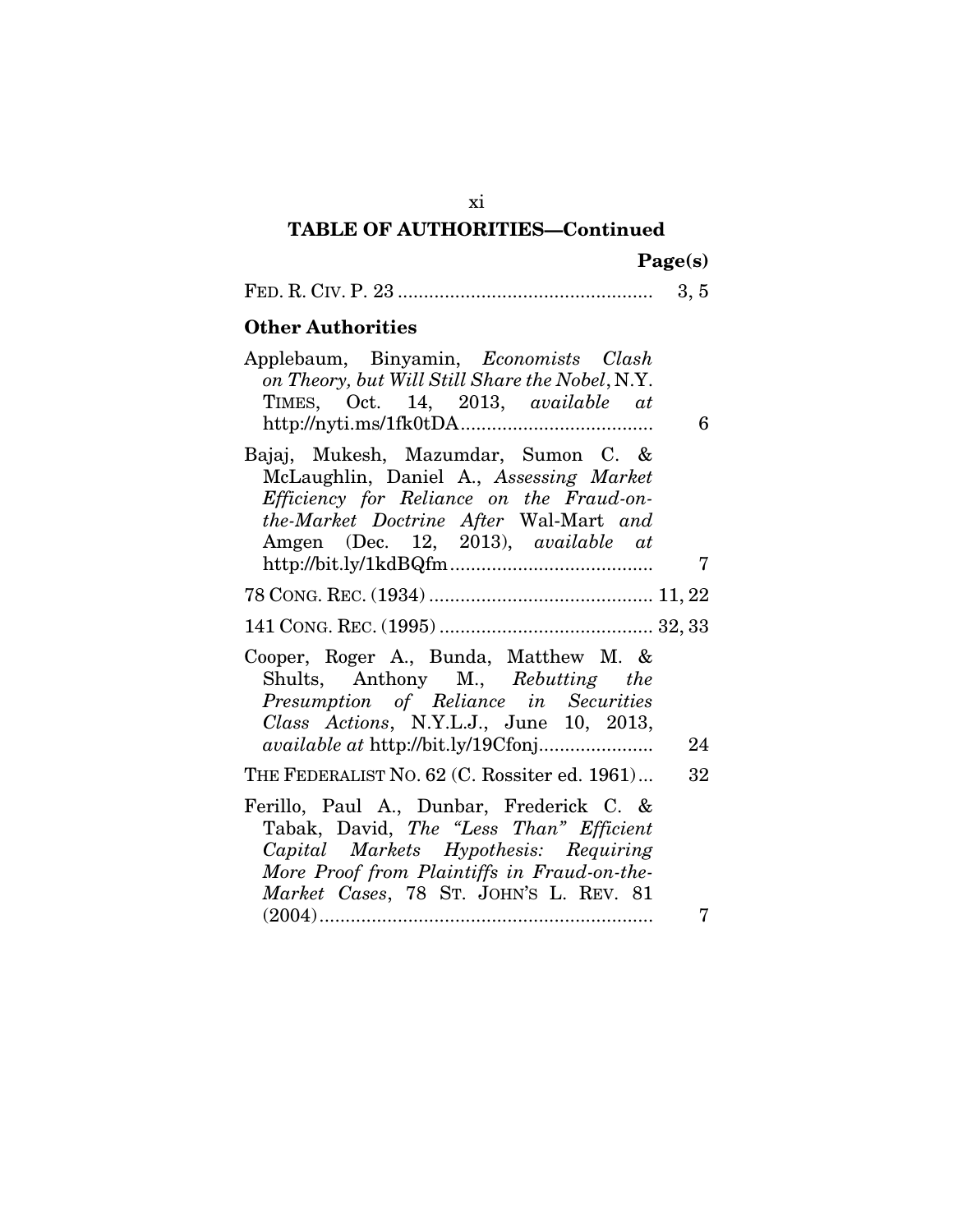**TABLE OF AUTHORITIES—Continued**

| | Page(s) |
|---|---|
| FED. R. CIV. P. 23 | 3, 5 |

### Other Authorities

| | |
|---|---|
| Applebaum, Binyamin, *Economists Clash on Theory, but Will Still Share the Nobel*, N.Y. TIMES, Oct. 14, 2013, *available at* http://nyti.ms/1fk0tDA | 6 |
| Bajaj, Mukesh, Mazumdar, Sumon C. & McLaughlin, Daniel A., *Assessing Market Efficiency for Reliance on the Fraud-on-the-Market Doctrine After* Wal-Mart *and* Amgen (Dec. 12, 2013), *available at* http://bit.ly/1kdBQfm | 7 |
| 78 CONG. REC. (1934) | 11, 22 |
| 141 CONG. REC. (1995) | 32, 33 |
| Cooper, Roger A., Bunda, Matthew M. & Shults, Anthony M., *Rebutting the Presumption of Reliance in Securities Class Actions*, N.Y.L.J., June 10, 2013, *available at* http://bit.ly/19Cfonj | 24 |
| THE FEDERALIST NO. 62 (C. Rossiter ed. 1961) | 32 |
| Ferillo, Paul A., Dunbar, Frederick C. & Tabak, David, *The "Less Than" Efficient Capital Markets Hypothesis: Requiring More Proof from Plaintiffs in Fraud-on-the-Market Cases*, 78 ST. JOHN'S L. REV. 81 (2004) | 7 |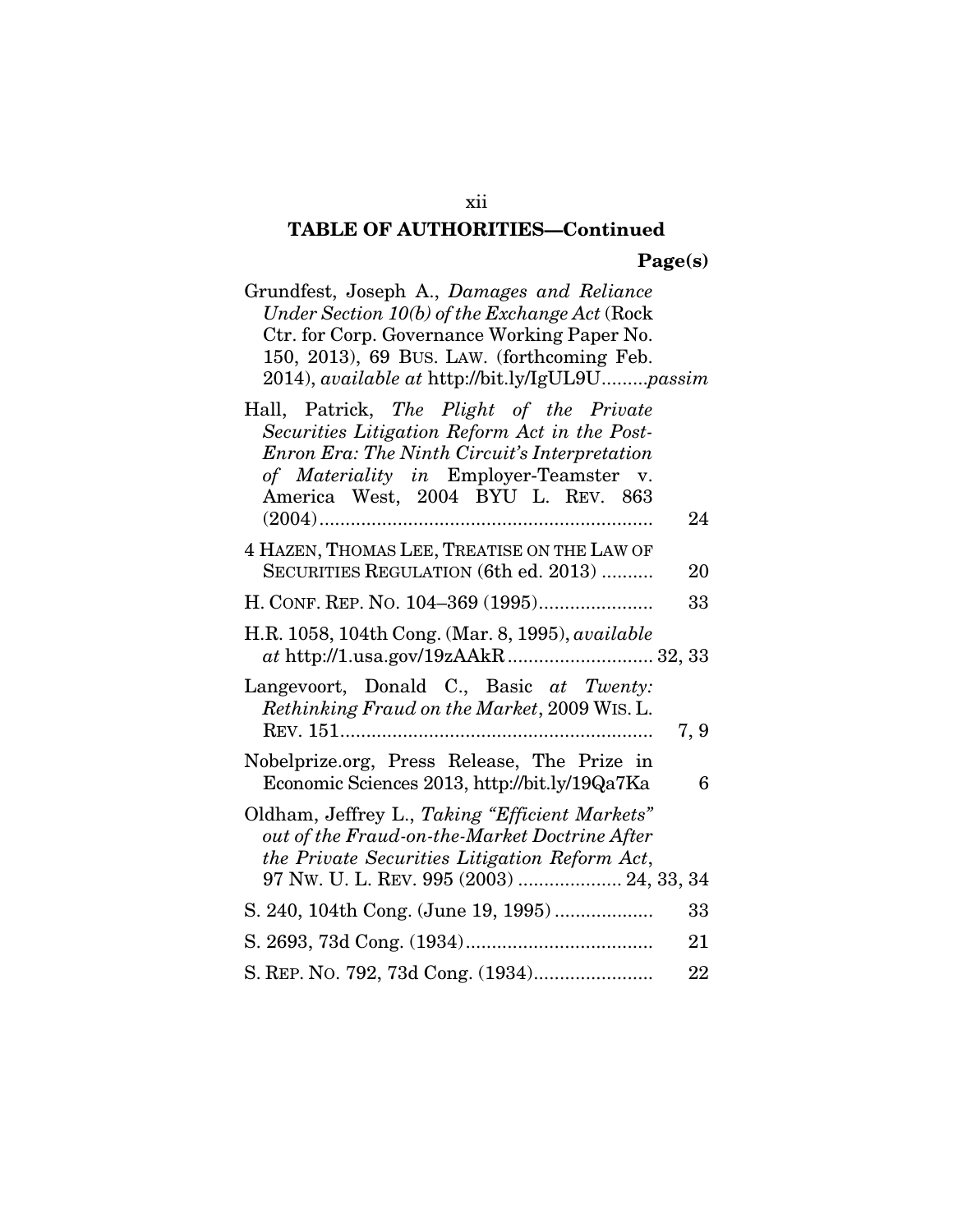## TABLE OF AUTHORITIES—Continued

| | Page(s) |
|---|---|
| Grundfest, Joseph A., *Damages and Reliance Under Section 10(b) of the Exchange Act* (Rock Ctr. for Corp. Governance Working Paper No. 150, 2013), 69 BUS. LAW. (forthcoming Feb. 2014), *available at* http://bit.ly/IgUL9U | *passim* |
| Hall, Patrick, *The Plight of the Private Securities Litigation Reform Act in the Post-Enron Era: The Ninth Circuit's Interpretation of Materiality in* Employer-Teamster v. America West, 2004 BYU L. REV. 863 (2004) | 24 |
| 4 HAZEN, THOMAS LEE, TREATISE ON THE LAW OF SECURITIES REGULATION (6th ed. 2013) | 20 |
| H. CONF. REP. NO. 104–369 (1995) | 33 |
| H.R. 1058, 104th Cong. (Mar. 8, 1995), *available at* http://1.usa.gov/19zAAkR | 32, 33 |
| Langevoort, Donald C., Basic *at Twenty: Rethinking Fraud on the Market*, 2009 WIS. L. REV. 151 | 7, 9 |
| Nobelprize.org, Press Release, The Prize in Economic Sciences 2013, http://bit.ly/19Qa7Ka | 6 |
| Oldham, Jeffrey L., *Taking "Efficient Markets" out of the Fraud-on-the-Market Doctrine After the Private Securities Litigation Reform Act*, 97 NW. U. L. REV. 995 (2003) | 24, 33, 34 |
| S. 240, 104th Cong. (June 19, 1995) | 33 |
| S. 2693, 73d Cong. (1934) | 21 |
| S. REP. NO. 792, 73d Cong. (1934) | 22 |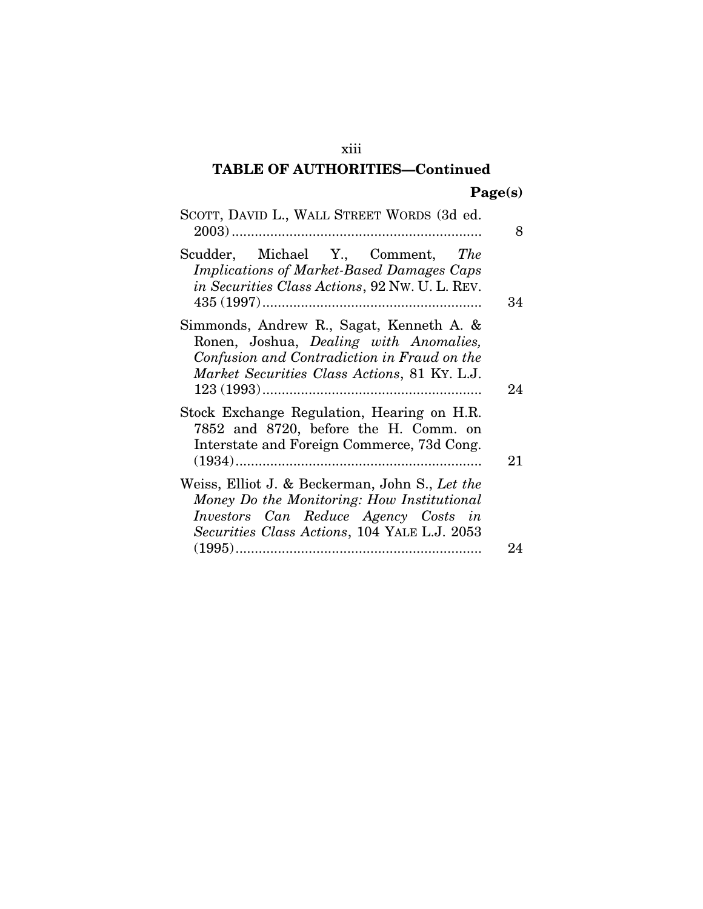## TABLE OF AUTHORITIES—Continued

| | Page(s) |
|---|---|
| SCOTT, DAVID L., WALL STREET WORDS (3d ed. 2003) | 8 |
| Scudder, Michael Y., Comment, *The Implications of Market-Based Damages Caps in Securities Class Actions*, 92 NW. U. L. REV. 435 (1997) | 34 |
| Simmonds, Andrew R., Sagat, Kenneth A. & Ronen, Joshua, *Dealing with Anomalies, Confusion and Contradiction in Fraud on the Market Securities Class Actions*, 81 KY. L.J. 123 (1993) | 24 |
| Stock Exchange Regulation, Hearing on H.R. 7852 and 8720, before the H. Comm. on Interstate and Foreign Commerce, 73d Cong. (1934) | 21 |
| Weiss, Elliot J. & Beckerman, John S., *Let the Money Do the Monitoring: How Institutional Investors Can Reduce Agency Costs in Securities Class Actions*, 104 YALE L.J. 2053 (1995) | 24 |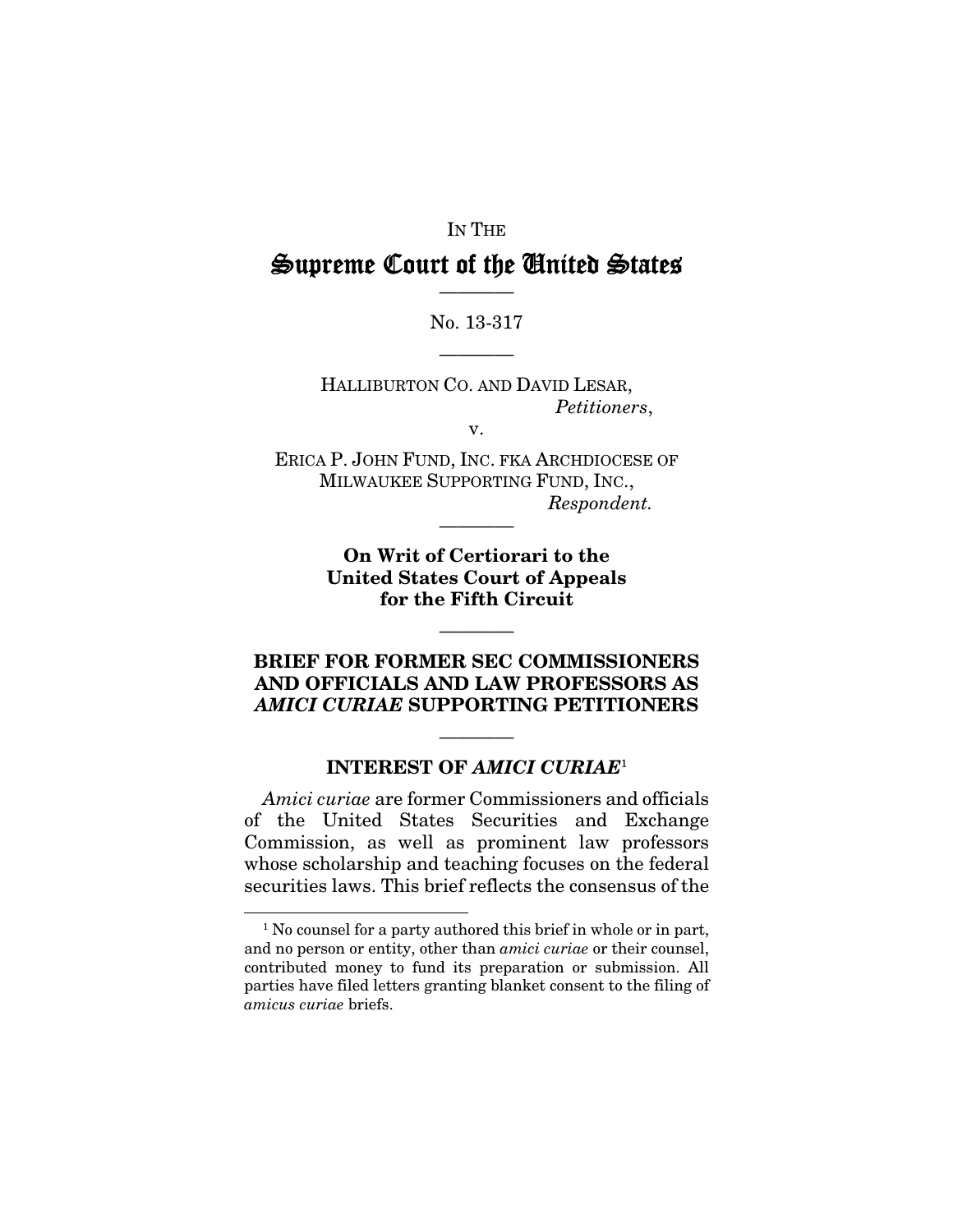IN THE

# Supreme Court of the United States

No. 13-317

HALLIBURTON CO. AND DAVID LESAR,
*Petitioners*,

v.

ERICA P. JOHN FUND, INC. FKA ARCHDIOCESE OF MILWAUKEE SUPPORTING FUND, INC.,
*Respondent.*

**On Writ of Certiorari to the United States Court of Appeals for the Fifth Circuit**

## BRIEF FOR FORMER SEC COMMISSIONERS AND OFFICIALS AND LAW PROFESSORS AS *AMICI CURIAE* SUPPORTING PETITIONERS

### INTEREST OF *AMICI CURIAE*[1]

*Amici curiae* are former Commissioners and officials of the United States Securities and Exchange Commission, as well as prominent law professors whose scholarship and teaching focuses on the federal securities laws. This brief reflects the consensus of the

---

[1] No counsel for a party authored this brief in whole or in part, and no person or entity, other than *amici curiae* or their counsel, contributed money to fund its preparation or submission. All parties have filed letters granting blanket consent to the filing of *amicus curiae* briefs.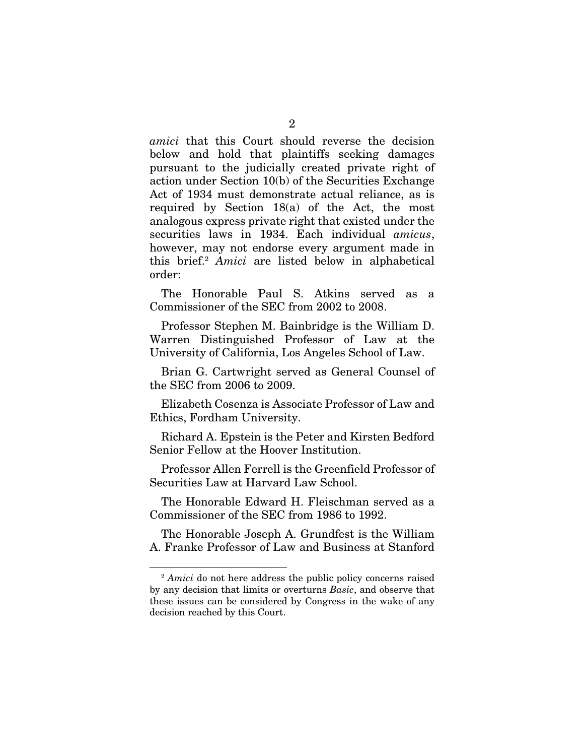*amici* that this Court should reverse the decision below and hold that plaintiffs seeking damages pursuant to the judicially created private right of action under Section 10(b) of the Securities Exchange Act of 1934 must demonstrate actual reliance, as is required by Section 18(a) of the Act, the most analogous express private right that existed under the securities laws in 1934. Each individual *amicus*, however, may not endorse every argument made in this brief.[2] *Amici* are listed below in alphabetical order:

The Honorable Paul S. Atkins served as a Commissioner of the SEC from 2002 to 2008.

Professor Stephen M. Bainbridge is the William D. Warren Distinguished Professor of Law at the University of California, Los Angeles School of Law.

Brian G. Cartwright served as General Counsel of the SEC from 2006 to 2009.

Elizabeth Cosenza is Associate Professor of Law and Ethics, Fordham University.

Richard A. Epstein is the Peter and Kirsten Bedford Senior Fellow at the Hoover Institution.

Professor Allen Ferrell is the Greenfield Professor of Securities Law at Harvard Law School.

The Honorable Edward H. Fleischman served as a Commissioner of the SEC from 1986 to 1992.

The Honorable Joseph A. Grundfest is the William A. Franke Professor of Law and Business at Stanford

---

[2] *Amici* do not here address the public policy concerns raised by any decision that limits or overturns *Basic*, and observe that these issues can be considered by Congress in the wake of any decision reached by this Court.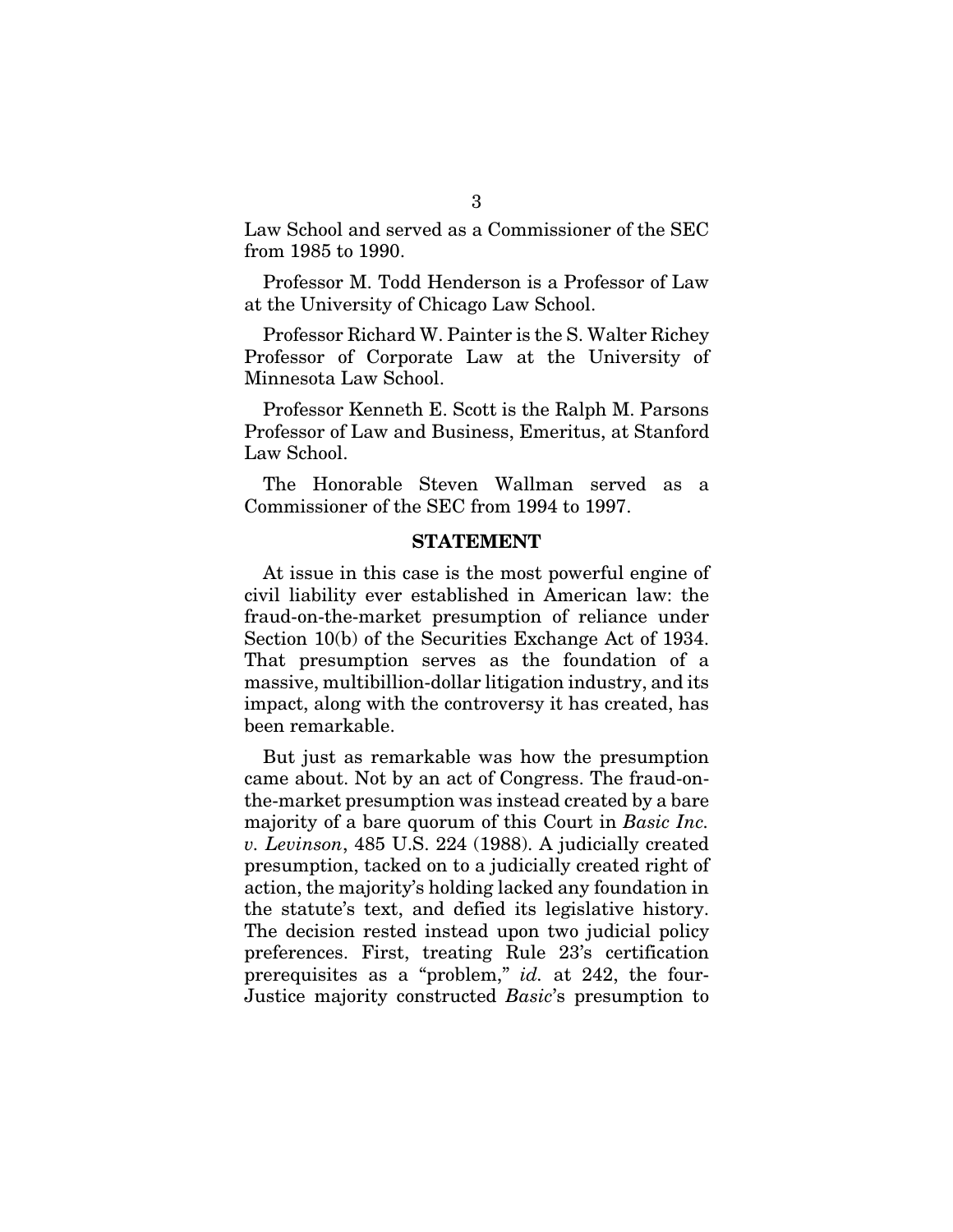Law School and served as a Commissioner of the SEC from 1985 to 1990.

Professor M. Todd Henderson is a Professor of Law at the University of Chicago Law School.

Professor Richard W. Painter is the S. Walter Richey Professor of Corporate Law at the University of Minnesota Law School.

Professor Kenneth E. Scott is the Ralph M. Parsons Professor of Law and Business, Emeritus, at Stanford Law School.

The Honorable Steven Wallman served as a Commissioner of the SEC from 1994 to 1997.

## STATEMENT

At issue in this case is the most powerful engine of civil liability ever established in American law: the fraud-on-the-market presumption of reliance under Section 10(b) of the Securities Exchange Act of 1934. That presumption serves as the foundation of a massive, multibillion-dollar litigation industry, and its impact, along with the controversy it has created, has been remarkable.

But just as remarkable was how the presumption came about. Not by an act of Congress. The fraud-on-the-market presumption was instead created by a bare majority of a bare quorum of this Court in *Basic Inc. v. Levinson*, 485 U.S. 224 (1988). A judicially created presumption, tacked on to a judicially created right of action, the majority's holding lacked any foundation in the statute's text, and defied its legislative history. The decision rested instead upon two judicial policy preferences. First, treating Rule 23's certification prerequisites as a "problem," *id.* at 242, the four-Justice majority constructed *Basic*'s presumption to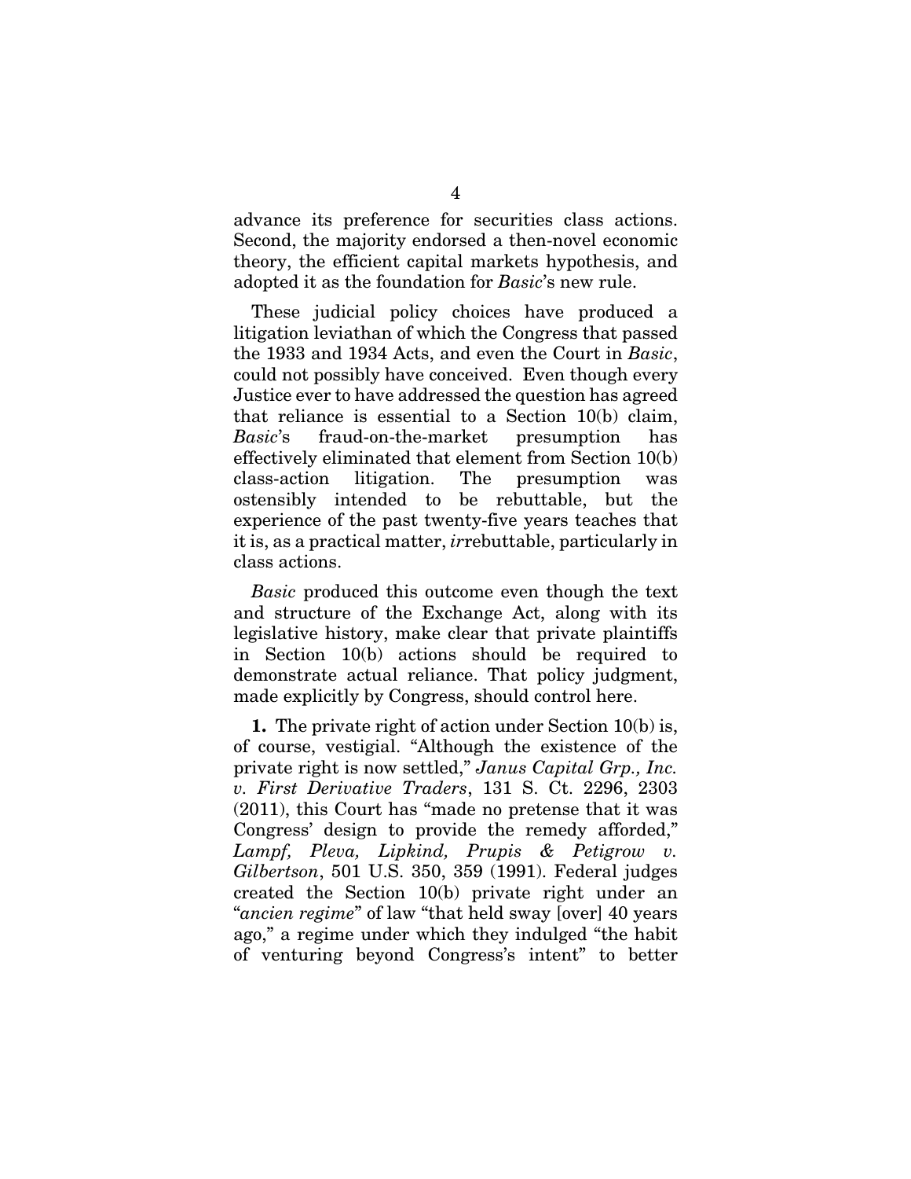advance its preference for securities class actions. Second, the majority endorsed a then-novel economic theory, the efficient capital markets hypothesis, and adopted it as the foundation for *Basic*'s new rule.

These judicial policy choices have produced a litigation leviathan of which the Congress that passed the 1933 and 1934 Acts, and even the Court in *Basic*, could not possibly have conceived. Even though every Justice ever to have addressed the question has agreed that reliance is essential to a Section 10(b) claim, *Basic*'s fraud-on-the-market presumption has effectively eliminated that element from Section 10(b) class-action litigation. The presumption was ostensibly intended to be rebuttable, but the experience of the past twenty-five years teaches that it is, as a practical matter, *ir*rebuttable, particularly in class actions.

*Basic* produced this outcome even though the text and structure of the Exchange Act, along with its legislative history, make clear that private plaintiffs in Section 10(b) actions should be required to demonstrate actual reliance. That policy judgment, made explicitly by Congress, should control here.

**1.** The private right of action under Section 10(b) is, of course, vestigial. "Although the existence of the private right is now settled," *Janus Capital Grp., Inc. v. First Derivative Traders*, 131 S. Ct. 2296, 2303 (2011), this Court has "made no pretense that it was Congress' design to provide the remedy afforded," *Lampf, Pleva, Lipkind, Prupis & Petigrow v. Gilbertson*, 501 U.S. 350, 359 (1991). Federal judges created the Section 10(b) private right under an "*ancien regime*" of law "that held sway [over] 40 years ago," a regime under which they indulged "the habit of venturing beyond Congress's intent" to better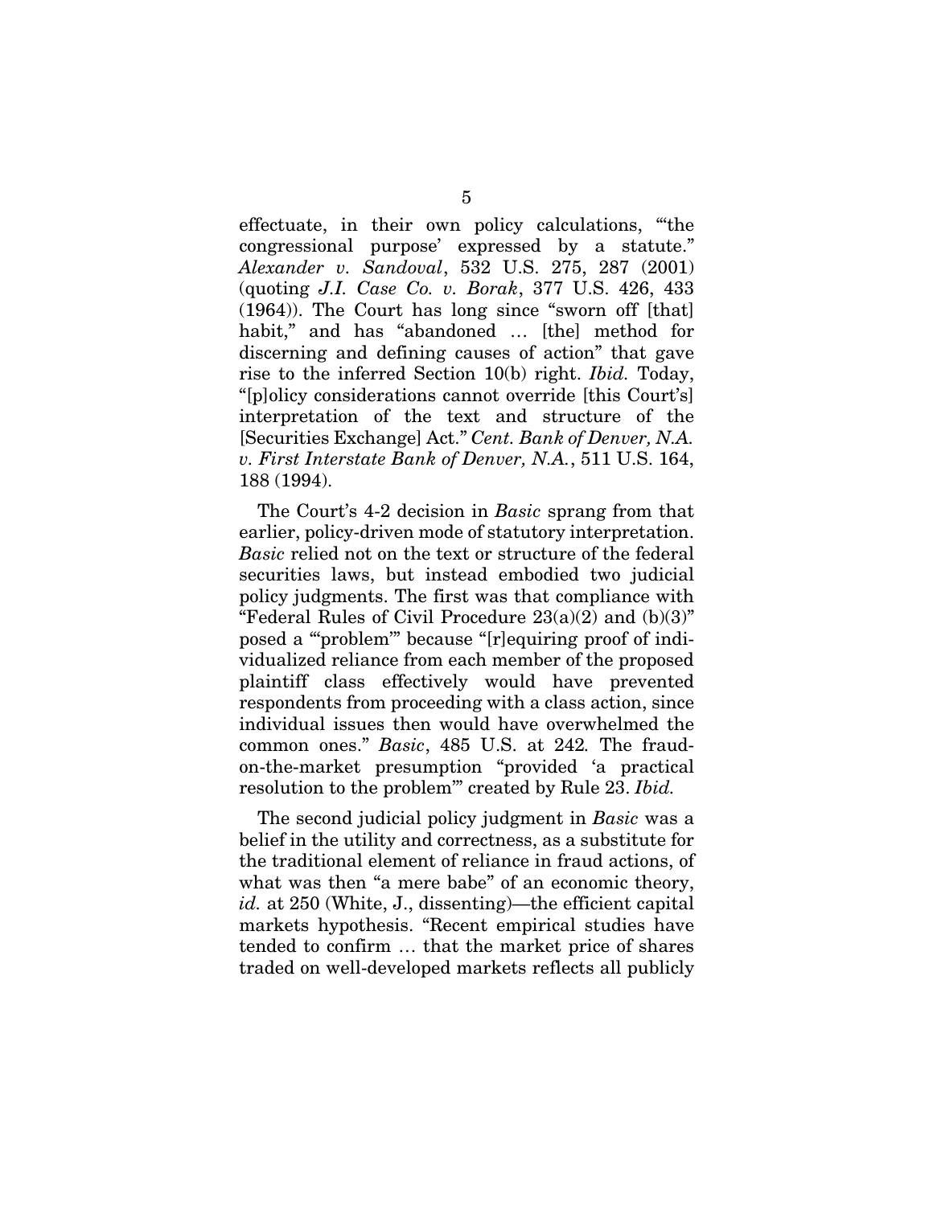effectuate, in their own policy calculations, "'the congressional purpose' expressed by a statute." *Alexander v. Sandoval*, 532 U.S. 275, 287 (2001) (quoting *J.I. Case Co. v. Borak*, 377 U.S. 426, 433 (1964)). The Court has long since "sworn off [that] habit," and has "abandoned … [the] method for discerning and defining causes of action" that gave rise to the inferred Section 10(b) right. *Ibid.* Today, "[p]olicy considerations cannot override [this Court's] interpretation of the text and structure of the [Securities Exchange] Act." *Cent. Bank of Denver, N.A. v. First Interstate Bank of Denver, N.A.*, 511 U.S. 164, 188 (1994).

The Court's 4-2 decision in *Basic* sprang from that earlier, policy-driven mode of statutory interpretation. *Basic* relied not on the text or structure of the federal securities laws, but instead embodied two judicial policy judgments. The first was that compliance with "Federal Rules of Civil Procedure 23(a)(2) and (b)(3)" posed a "'problem'" because "[r]equiring proof of individualized reliance from each member of the proposed plaintiff class effectively would have prevented respondents from proceeding with a class action, since individual issues then would have overwhelmed the common ones." *Basic*, 485 U.S. at 242. The fraud-on-the-market presumption "provided 'a practical resolution to the problem'" created by Rule 23. *Ibid.*

The second judicial policy judgment in *Basic* was a belief in the utility and correctness, as a substitute for the traditional element of reliance in fraud actions, of what was then "a mere babe" of an economic theory, *id.* at 250 (White, J., dissenting)—the efficient capital markets hypothesis. "Recent empirical studies have tended to confirm … that the market price of shares traded on well-developed markets reflects all publicly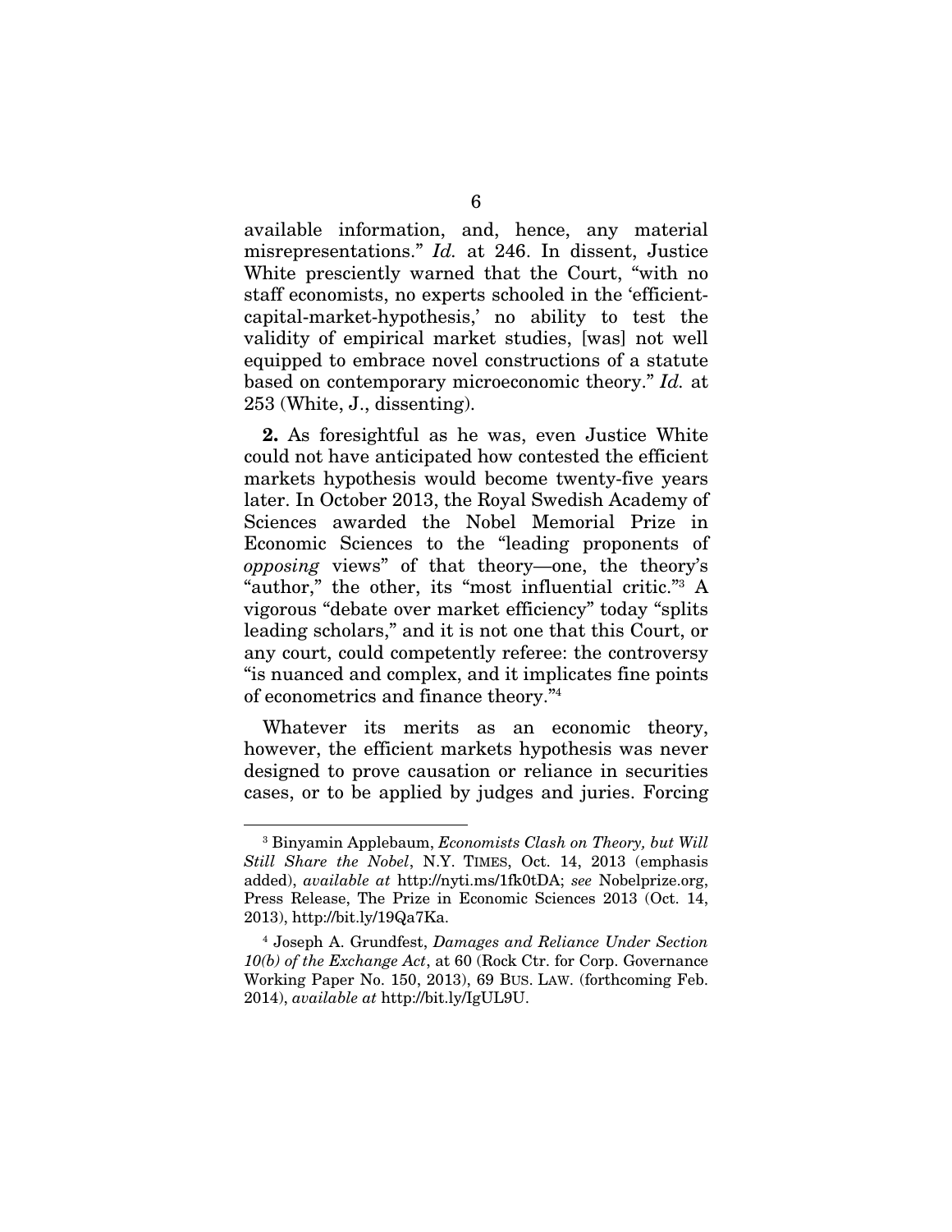available information, and, hence, any material misrepresentations." *Id.* at 246. In dissent, Justice White presciently warned that the Court, "with no staff economists, no experts schooled in the 'efficient-capital-market-hypothesis,' no ability to test the validity of empirical market studies, [was] not well equipped to embrace novel constructions of a statute based on contemporary microeconomic theory." *Id.* at 253 (White, J., dissenting).

**2.** As foresightful as he was, even Justice White could not have anticipated how contested the efficient markets hypothesis would become twenty-five years later. In October 2013, the Royal Swedish Academy of Sciences awarded the Nobel Memorial Prize in Economic Sciences to the "leading proponents of *opposing* views" of that theory—one, the theory's "author," the other, its "most influential critic."[3] A vigorous "debate over market efficiency" today "splits leading scholars," and it is not one that this Court, or any court, could competently referee: the controversy "is nuanced and complex, and it implicates fine points of econometrics and finance theory."[4]

Whatever its merits as an economic theory, however, the efficient markets hypothesis was never designed to prove causation or reliance in securities cases, or to be applied by judges and juries. Forcing

---

[3] Binyamin Applebaum, *Economists Clash on Theory, but Will Still Share the Nobel*, N.Y. TIMES, Oct. 14, 2013 (emphasis added), *available at* http://nyti.ms/1fk0tDA; *see* Nobelprize.org, Press Release, The Prize in Economic Sciences 2013 (Oct. 14, 2013), http://bit.ly/19Qa7Ka.

[4] Joseph A. Grundfest, *Damages and Reliance Under Section 10(b) of the Exchange Act*, at 60 (Rock Ctr. for Corp. Governance Working Paper No. 150, 2013), 69 BUS. LAW. (forthcoming Feb. 2014), *available at* http://bit.ly/IgUL9U.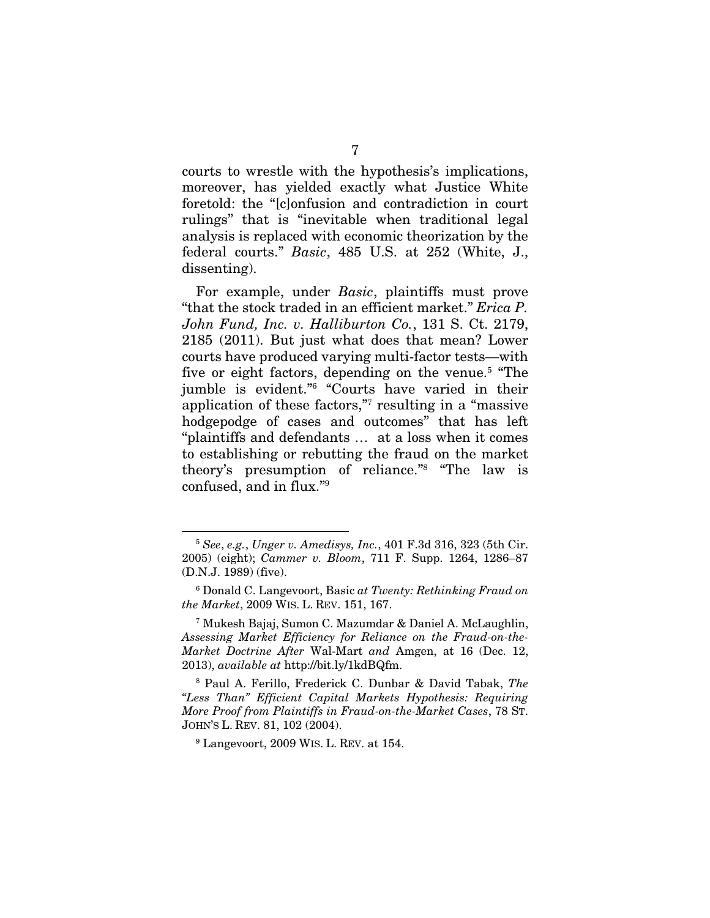courts to wrestle with the hypothesis's implications, moreover, has yielded exactly what Justice White foretold: the "[c]onfusion and contradiction in court rulings" that is "inevitable when traditional legal analysis is replaced with economic theorization by the federal courts." *Basic*, 485 U.S. at 252 (White, J., dissenting).

For example, under *Basic*, plaintiffs must prove "that the stock traded in an efficient market." *Erica P. John Fund, Inc. v. Halliburton Co.*, 131 S. Ct. 2179, 2185 (2011). But just what does that mean? Lower courts have produced varying multi-factor tests—with five or eight factors, depending on the venue.[5] "The jumble is evident."[6] "Courts have varied in their application of these factors,"[7] resulting in a "massive hodgepodge of cases and outcomes" that has left "plaintiffs and defendants … at a loss when it comes to establishing or rebutting the fraud on the market theory's presumption of reliance."[8] "The law is confused, and in flux."[9]

---

[5] *See*, *e.g.*, *Unger v. Amedisys, Inc.*, 401 F.3d 316, 323 (5th Cir. 2005) (eight); *Cammer v. Bloom*, 711 F. Supp. 1264, 1286–87 (D.N.J. 1989) (five).

[6] Donald C. Langevoort, Basic *at Twenty: Rethinking Fraud on the Market*, 2009 WIS. L. REV. 151, 167.

[7] Mukesh Bajaj, Sumon C. Mazumdar & Daniel A. McLaughlin, *Assessing Market Efficiency for Reliance on the Fraud-on-the-Market Doctrine After* Wal-Mart *and* Amgen, at 16 (Dec. 12, 2013), *available at* http://bit.ly/1kdBQfm.

[8] Paul A. Ferillo, Frederick C. Dunbar & David Tabak, *The "Less Than" Efficient Capital Markets Hypothesis: Requiring More Proof from Plaintiffs in Fraud-on-the-Market Cases*, 78 ST. JOHN'S L. REV. 81, 102 (2004).

[9] Langevoort, 2009 WIS. L. REV. at 154.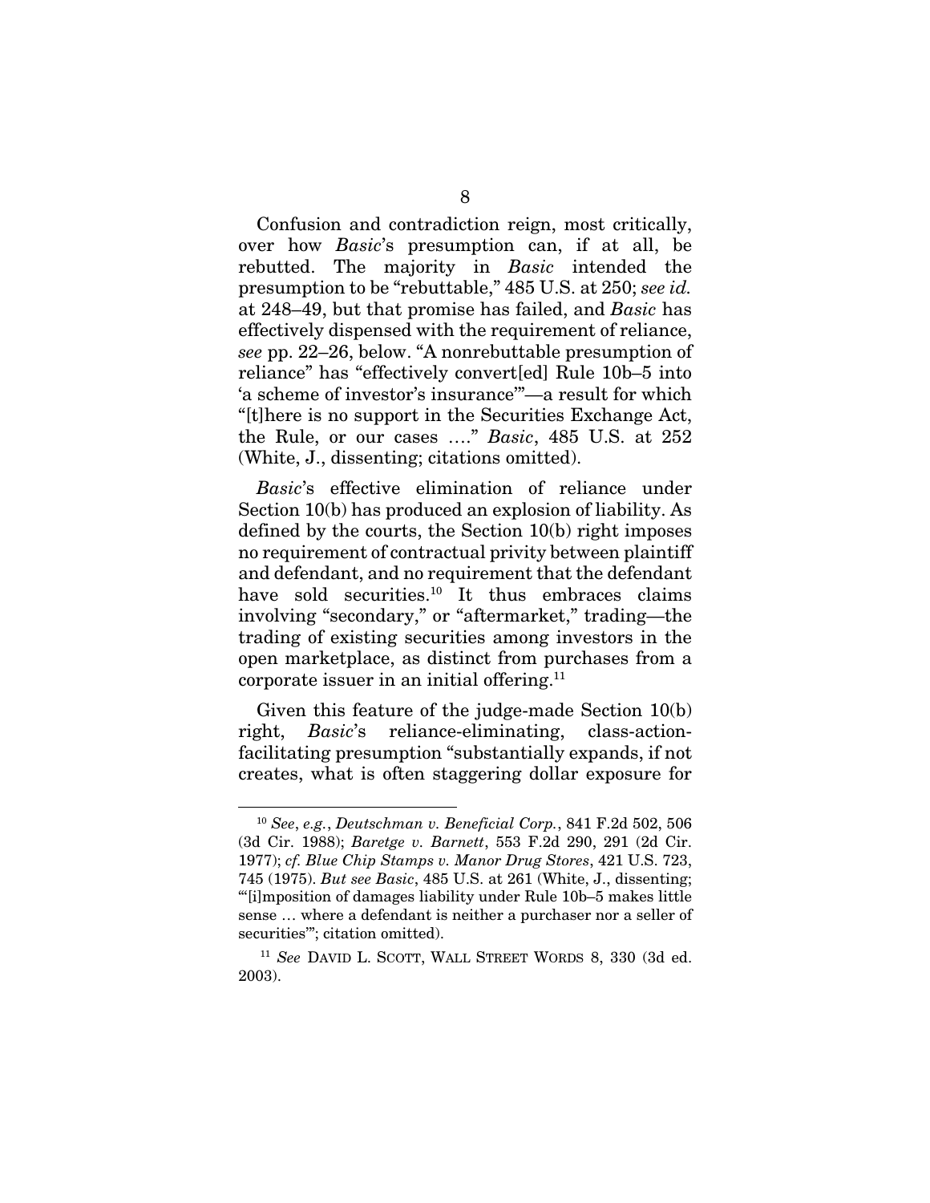Confusion and contradiction reign, most critically, over how *Basic*'s presumption can, if at all, be rebutted. The majority in *Basic* intended the presumption to be "rebuttable," 485 U.S. at 250; *see id.* at 248–49, but that promise has failed, and *Basic* has effectively dispensed with the requirement of reliance, *see* pp. 22–26, below. "A nonrebuttable presumption of reliance" has "effectively convert[ed] Rule 10b–5 into 'a scheme of investor's insurance'"—a result for which "[t]here is no support in the Securities Exchange Act, the Rule, or our cases …." *Basic*, 485 U.S. at 252 (White, J., dissenting; citations omitted).

*Basic*'s effective elimination of reliance under Section 10(b) has produced an explosion of liability. As defined by the courts, the Section 10(b) right imposes no requirement of contractual privity between plaintiff and defendant, and no requirement that the defendant have sold securities.[10] It thus embraces claims involving "secondary," or "aftermarket," trading—the trading of existing securities among investors in the open marketplace, as distinct from purchases from a corporate issuer in an initial offering.[11]

Given this feature of the judge-made Section 10(b) right, *Basic*'s reliance-eliminating, class-action-facilitating presumption "substantially expands, if not creates, what is often staggering dollar exposure for

---

[10] *See*, *e.g.*, *Deutschman v. Beneficial Corp.*, 841 F.2d 502, 506 (3d Cir. 1988); *Baretge v. Barnett*, 553 F.2d 290, 291 (2d Cir. 1977); *cf. Blue Chip Stamps v. Manor Drug Stores*, 421 U.S. 723, 745 (1975). *But see Basic*, 485 U.S. at 261 (White, J., dissenting; "'[i]mposition of damages liability under Rule 10b–5 makes little sense … where a defendant is neither a purchaser nor a seller of securities'"; citation omitted).

[11] *See* DAVID L. SCOTT, WALL STREET WORDS 8, 330 (3d ed. 2003).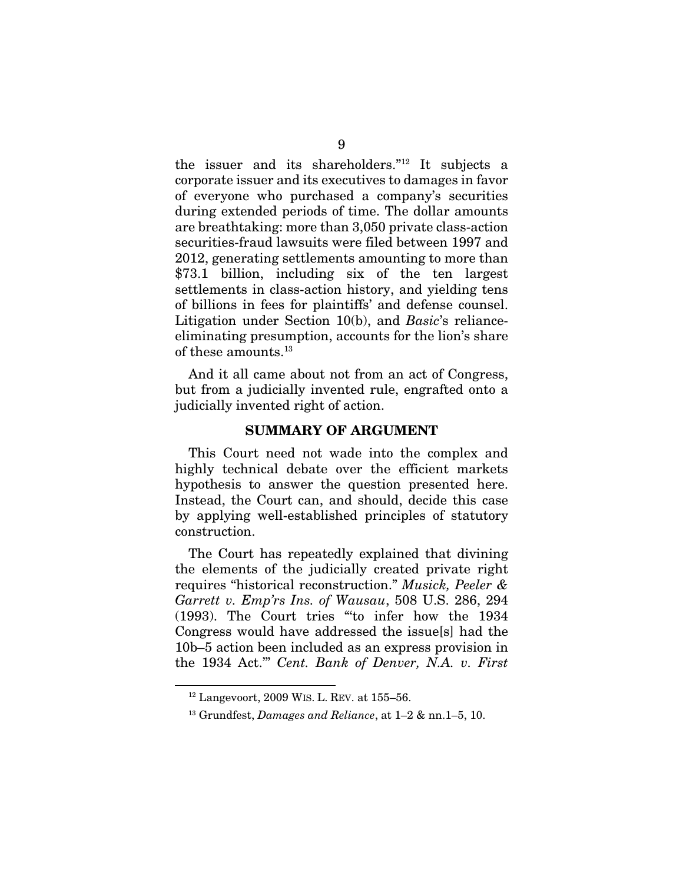the issuer and its shareholders."[12] It subjects a corporate issuer and its executives to damages in favor of everyone who purchased a company's securities during extended periods of time. The dollar amounts are breathtaking: more than 3,050 private class-action securities-fraud lawsuits were filed between 1997 and 2012, generating settlements amounting to more than $73.1 billion, including six of the ten largest settlements in class-action history, and yielding tens of billions in fees for plaintiffs' and defense counsel. Litigation under Section 10(b), and *Basic*'s reliance-eliminating presumption, accounts for the lion's share of these amounts.[13]

And it all came about not from an act of Congress, but from a judicially invented rule, engrafted onto a judicially invented right of action.

## SUMMARY OF ARGUMENT

This Court need not wade into the complex and highly technical debate over the efficient markets hypothesis to answer the question presented here. Instead, the Court can, and should, decide this case by applying well-established principles of statutory construction.

The Court has repeatedly explained that divining the elements of the judicially created private right requires "historical reconstruction." *Musick, Peeler & Garrett v. Emp'rs Ins. of Wausau*, 508 U.S. 286, 294 (1993). The Court tries "'to infer how the 1934 Congress would have addressed the issue[s] had the 10b–5 action been included as an express provision in the 1934 Act.'" *Cent. Bank of Denver, N.A. v. First*

---

[12] Langevoort, 2009 WIS. L. REV. at 155–56.

[13] Grundfest, *Damages and Reliance*, at 1–2 & nn.1–5, 10.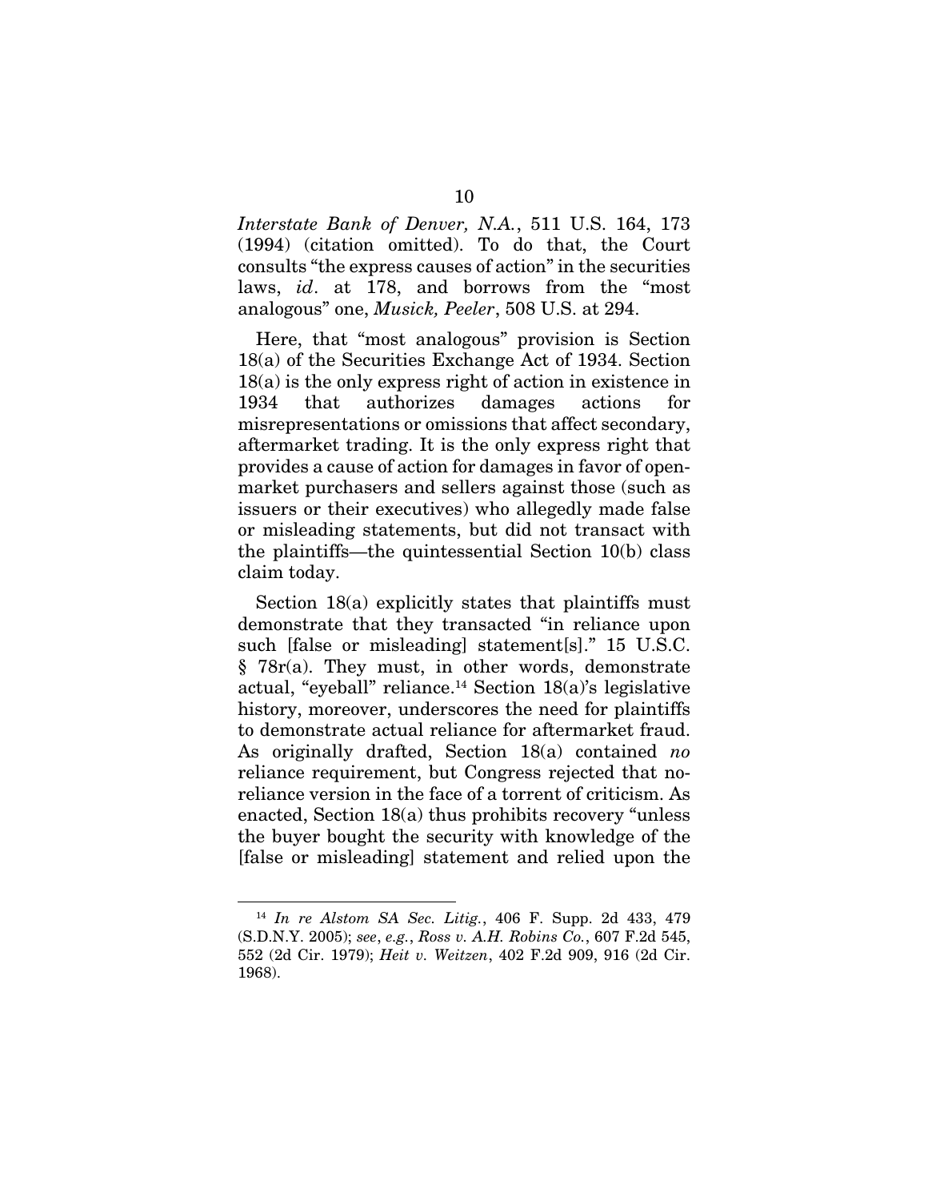*Interstate Bank of Denver, N.A.*, 511 U.S. 164, 173 (1994) (citation omitted). To do that, the Court consults "the express causes of action" in the securities laws, *id*. at 178, and borrows from the "most analogous" one, *Musick, Peeler*, 508 U.S. at 294.

Here, that "most analogous" provision is Section 18(a) of the Securities Exchange Act of 1934. Section 18(a) is the only express right of action in existence in 1934 that authorizes damages actions for misrepresentations or omissions that affect secondary, aftermarket trading. It is the only express right that provides a cause of action for damages in favor of open-market purchasers and sellers against those (such as issuers or their executives) who allegedly made false or misleading statements, but did not transact with the plaintiffs—the quintessential Section 10(b) class claim today.

Section 18(a) explicitly states that plaintiffs must demonstrate that they transacted "in reliance upon such [false or misleading] statement[s]." 15 U.S.C. § 78r(a). They must, in other words, demonstrate actual, "eyeball" reliance.[14] Section 18(a)'s legislative history, moreover, underscores the need for plaintiffs to demonstrate actual reliance for aftermarket fraud. As originally drafted, Section 18(a) contained *no* reliance requirement, but Congress rejected that no-reliance version in the face of a torrent of criticism. As enacted, Section 18(a) thus prohibits recovery "unless the buyer bought the security with knowledge of the [false or misleading] statement and relied upon the

---

[14] *In re Alstom SA Sec. Litig.*, 406 F. Supp. 2d 433, 479 (S.D.N.Y. 2005); *see*, *e.g.*, *Ross v. A.H. Robins Co.*, 607 F.2d 545, 552 (2d Cir. 1979); *Heit v. Weitzen*, 402 F.2d 909, 916 (2d Cir. 1968).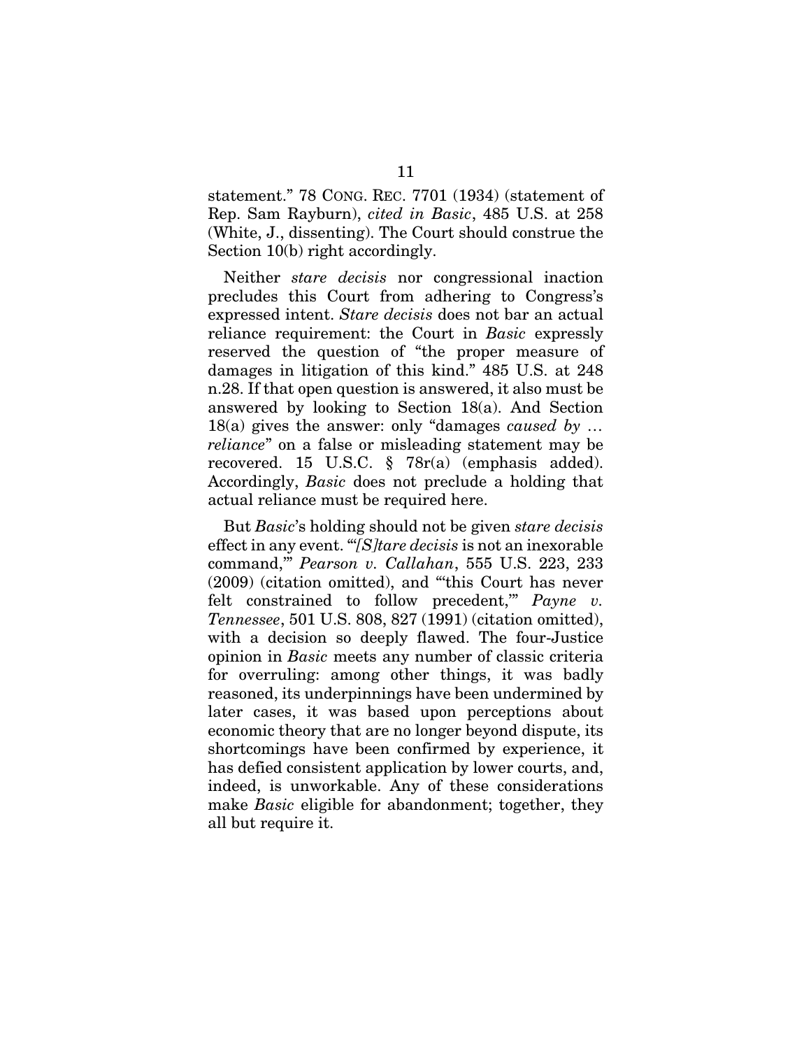statement." 78 CONG. REC. 7701 (1934) (statement of Rep. Sam Rayburn), *cited in Basic*, 485 U.S. at 258 (White, J., dissenting). The Court should construe the Section 10(b) right accordingly.

Neither *stare decisis* nor congressional inaction precludes this Court from adhering to Congress's expressed intent. *Stare decisis* does not bar an actual reliance requirement: the Court in *Basic* expressly reserved the question of "the proper measure of damages in litigation of this kind." 485 U.S. at 248 n.28. If that open question is answered, it also must be answered by looking to Section 18(a). And Section 18(a) gives the answer: only "damages *caused by* … *reliance*" on a false or misleading statement may be recovered. 15 U.S.C. § 78r(a) (emphasis added). Accordingly, *Basic* does not preclude a holding that actual reliance must be required here.

But *Basic*'s holding should not be given *stare decisis* effect in any event. "'*[S]tare decisis* is not an inexorable command,'" *Pearson v. Callahan*, 555 U.S. 223, 233 (2009) (citation omitted), and "'this Court has never felt constrained to follow precedent,'" *Payne v. Tennessee*, 501 U.S. 808, 827 (1991) (citation omitted), with a decision so deeply flawed. The four-Justice opinion in *Basic* meets any number of classic criteria for overruling: among other things, it was badly reasoned, its underpinnings have been undermined by later cases, it was based upon perceptions about economic theory that are no longer beyond dispute, its shortcomings have been confirmed by experience, it has defied consistent application by lower courts, and, indeed, is unworkable. Any of these considerations make *Basic* eligible for abandonment; together, they all but require it.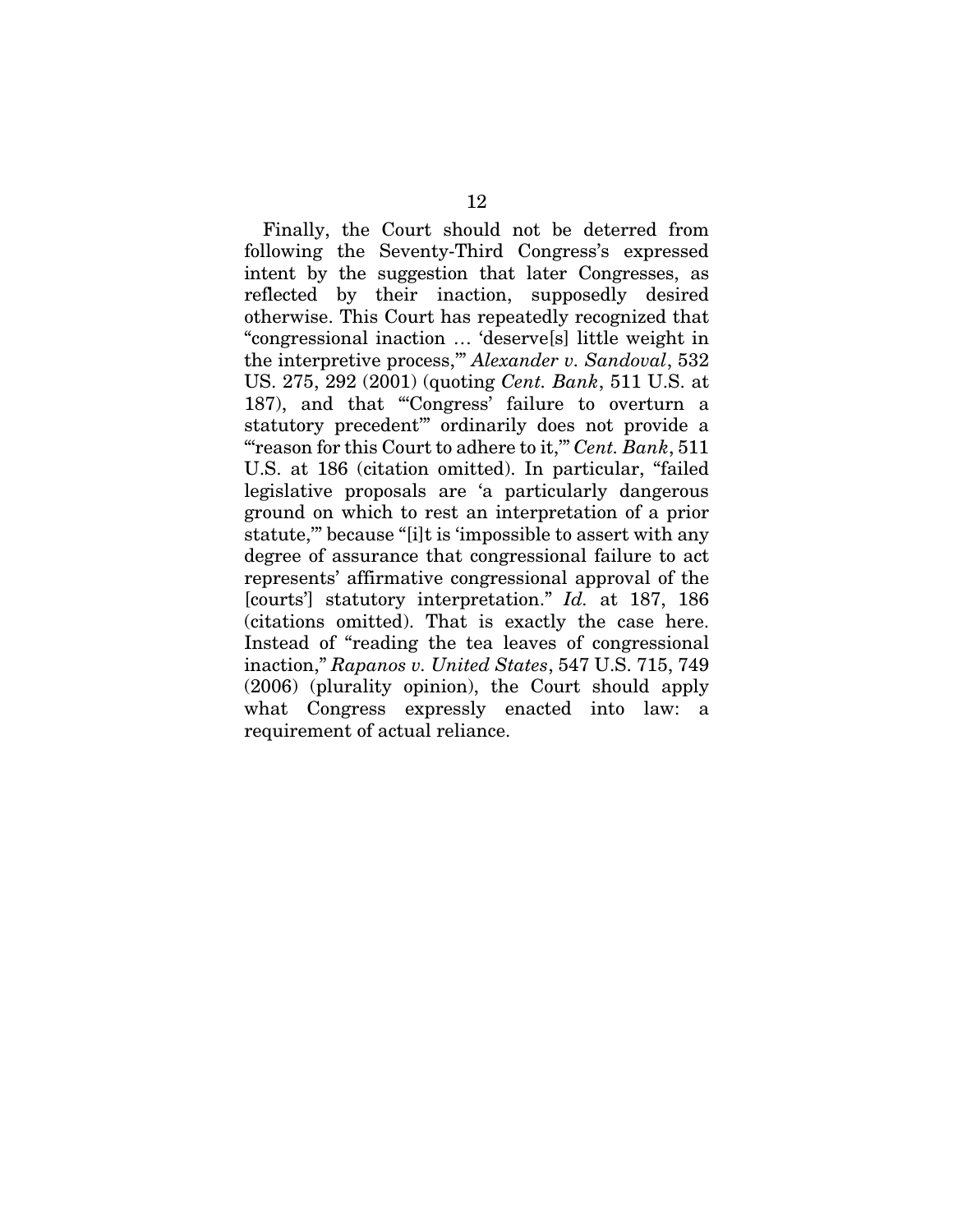Finally, the Court should not be deterred from following the Seventy-Third Congress's expressed intent by the suggestion that later Congresses, as reflected by their inaction, supposedly desired otherwise. This Court has repeatedly recognized that "congressional inaction … 'deserve[s] little weight in the interpretive process,'" *Alexander v. Sandoval*, 532 US. 275, 292 (2001) (quoting *Cent. Bank*, 511 U.S. at 187), and that "'Congress' failure to overturn a statutory precedent'" ordinarily does not provide a "'reason for this Court to adhere to it,'" *Cent. Bank*, 511 U.S. at 186 (citation omitted). In particular, "failed legislative proposals are 'a particularly dangerous ground on which to rest an interpretation of a prior statute,'" because "[i]t is 'impossible to assert with any degree of assurance that congressional failure to act represents' affirmative congressional approval of the [courts'] statutory interpretation." *Id.* at 187, 186 (citations omitted). That is exactly the case here. Instead of "reading the tea leaves of congressional inaction," *Rapanos v. United States*, 547 U.S. 715, 749 (2006) (plurality opinion), the Court should apply what Congress expressly enacted into law: a requirement of actual reliance.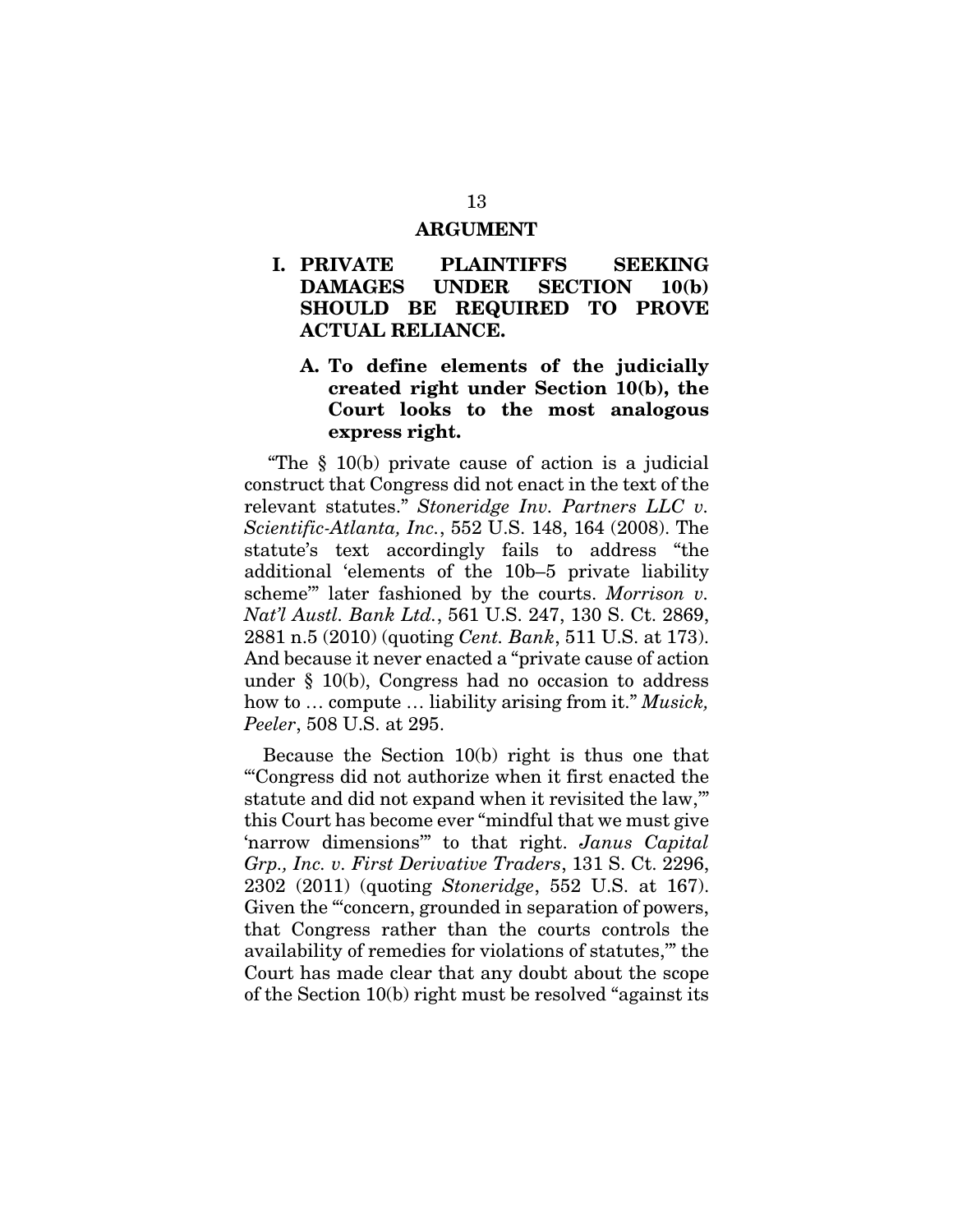## ARGUMENT

### I. PRIVATE PLAINTIFFS SEEKING DAMAGES UNDER SECTION 10(b) SHOULD BE REQUIRED TO PROVE ACTUAL RELIANCE.

#### A. To define elements of the judicially created right under Section 10(b), the Court looks to the most analogous express right.

"The § 10(b) private cause of action is a judicial construct that Congress did not enact in the text of the relevant statutes." *Stoneridge Inv. Partners LLC v. Scientific-Atlanta, Inc.*, 552 U.S. 148, 164 (2008). The statute's text accordingly fails to address "the additional 'elements of the 10b–5 private liability scheme'" later fashioned by the courts. *Morrison v. Nat'l Austl. Bank Ltd.*, 561 U.S. 247, 130 S. Ct. 2869, 2881 n.5 (2010) (quoting *Cent. Bank*, 511 U.S. at 173). And because it never enacted a "private cause of action under § 10(b), Congress had no occasion to address how to … compute … liability arising from it." *Musick, Peeler*, 508 U.S. at 295.

Because the Section 10(b) right is thus one that "'Congress did not authorize when it first enacted the statute and did not expand when it revisited the law,'" this Court has become ever "mindful that we must give 'narrow dimensions'" to that right. *Janus Capital Grp., Inc. v. First Derivative Traders*, 131 S. Ct. 2296, 2302 (2011) (quoting *Stoneridge*, 552 U.S. at 167). Given the "'concern, grounded in separation of powers, that Congress rather than the courts controls the availability of remedies for violations of statutes,'" the Court has made clear that any doubt about the scope of the Section 10(b) right must be resolved "against its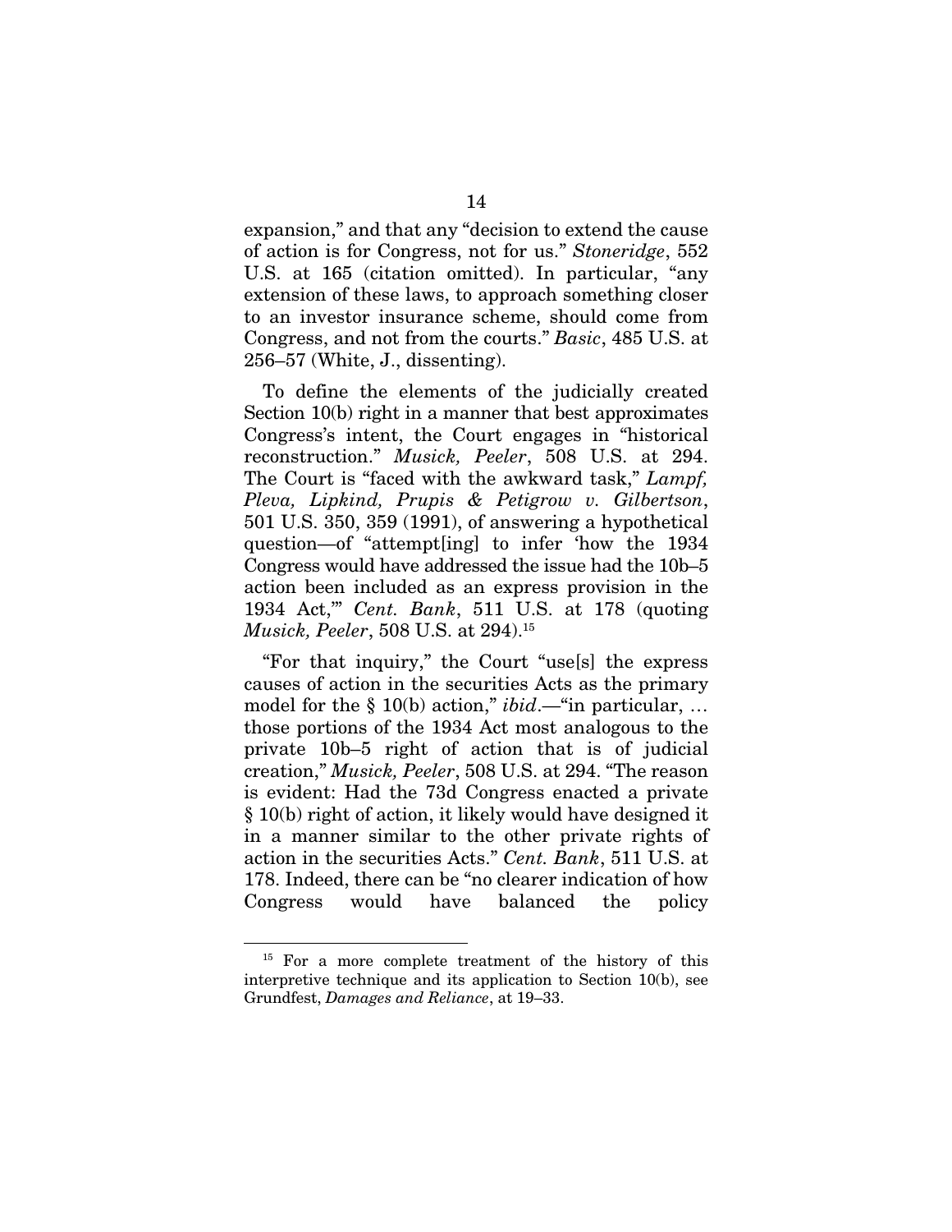expansion," and that any "decision to extend the cause of action is for Congress, not for us." *Stoneridge*, 552 U.S. at 165 (citation omitted). In particular, "any extension of these laws, to approach something closer to an investor insurance scheme, should come from Congress, and not from the courts." *Basic*, 485 U.S. at 256–57 (White, J., dissenting).

To define the elements of the judicially created Section 10(b) right in a manner that best approximates Congress's intent, the Court engages in "historical reconstruction." *Musick, Peeler*, 508 U.S. at 294. The Court is "faced with the awkward task," *Lampf, Pleva, Lipkind, Prupis & Petigrow v. Gilbertson*, 501 U.S. 350, 359 (1991), of answering a hypothetical question—of "attempt[ing] to infer 'how the 1934 Congress would have addressed the issue had the 10b–5 action been included as an express provision in the 1934 Act,'" *Cent. Bank*, 511 U.S. at 178 (quoting *Musick, Peeler*, 508 U.S. at 294).[15]

"For that inquiry," the Court "use[s] the express causes of action in the securities Acts as the primary model for the § 10(b) action," *ibid*.—"in particular, … those portions of the 1934 Act most analogous to the private 10b–5 right of action that is of judicial creation," *Musick, Peeler*, 508 U.S. at 294. "The reason is evident: Had the 73d Congress enacted a private § 10(b) right of action, it likely would have designed it in a manner similar to the other private rights of action in the securities Acts." *Cent. Bank*, 511 U.S. at 178. Indeed, there can be "no clearer indication of how Congress would have balanced the policy

---

[15] For a more complete treatment of the history of this interpretive technique and its application to Section 10(b), see Grundfest, *Damages and Reliance*, at 19–33.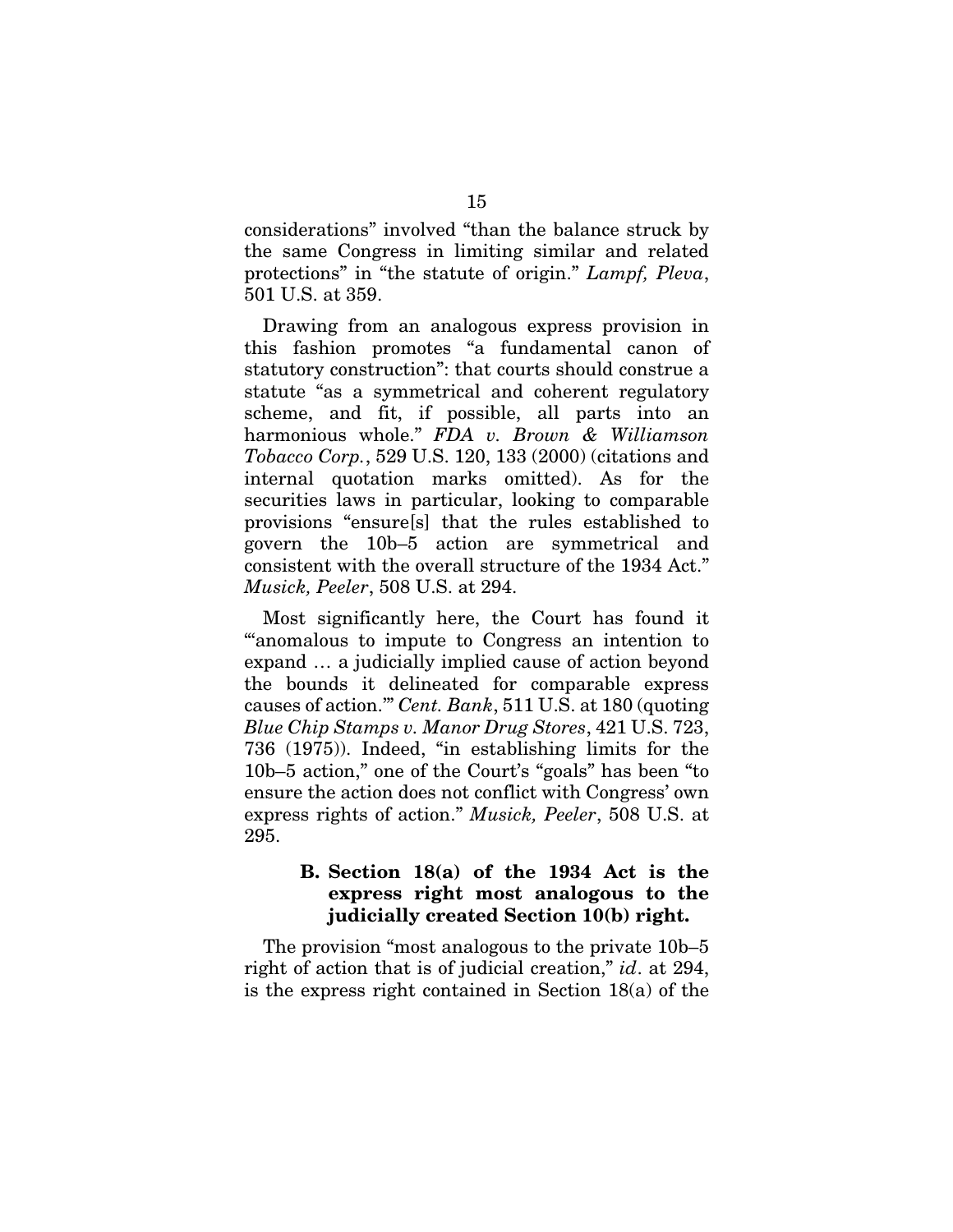considerations" involved "than the balance struck by the same Congress in limiting similar and related protections" in "the statute of origin." *Lampf, Pleva*, 501 U.S. at 359.

Drawing from an analogous express provision in this fashion promotes "a fundamental canon of statutory construction": that courts should construe a statute "as a symmetrical and coherent regulatory scheme, and fit, if possible, all parts into an harmonious whole." *FDA v. Brown & Williamson Tobacco Corp.*, 529 U.S. 120, 133 (2000) (citations and internal quotation marks omitted). As for the securities laws in particular, looking to comparable provisions "ensure[s] that the rules established to govern the 10b–5 action are symmetrical and consistent with the overall structure of the 1934 Act." *Musick, Peeler*, 508 U.S. at 294.

Most significantly here, the Court has found it "'anomalous to impute to Congress an intention to expand … a judicially implied cause of action beyond the bounds it delineated for comparable express causes of action.'" *Cent. Bank*, 511 U.S. at 180 (quoting *Blue Chip Stamps v. Manor Drug Stores*, 421 U.S. 723, 736 (1975)). Indeed, "in establishing limits for the 10b–5 action," one of the Court's "goals" has been "to ensure the action does not conflict with Congress' own express rights of action." *Musick, Peeler*, 508 U.S. at 295.

### B. Section 18(a) of the 1934 Act is the express right most analogous to the judicially created Section 10(b) right.

The provision "most analogous to the private 10b–5 right of action that is of judicial creation," *id*. at 294, is the express right contained in Section 18(a) of the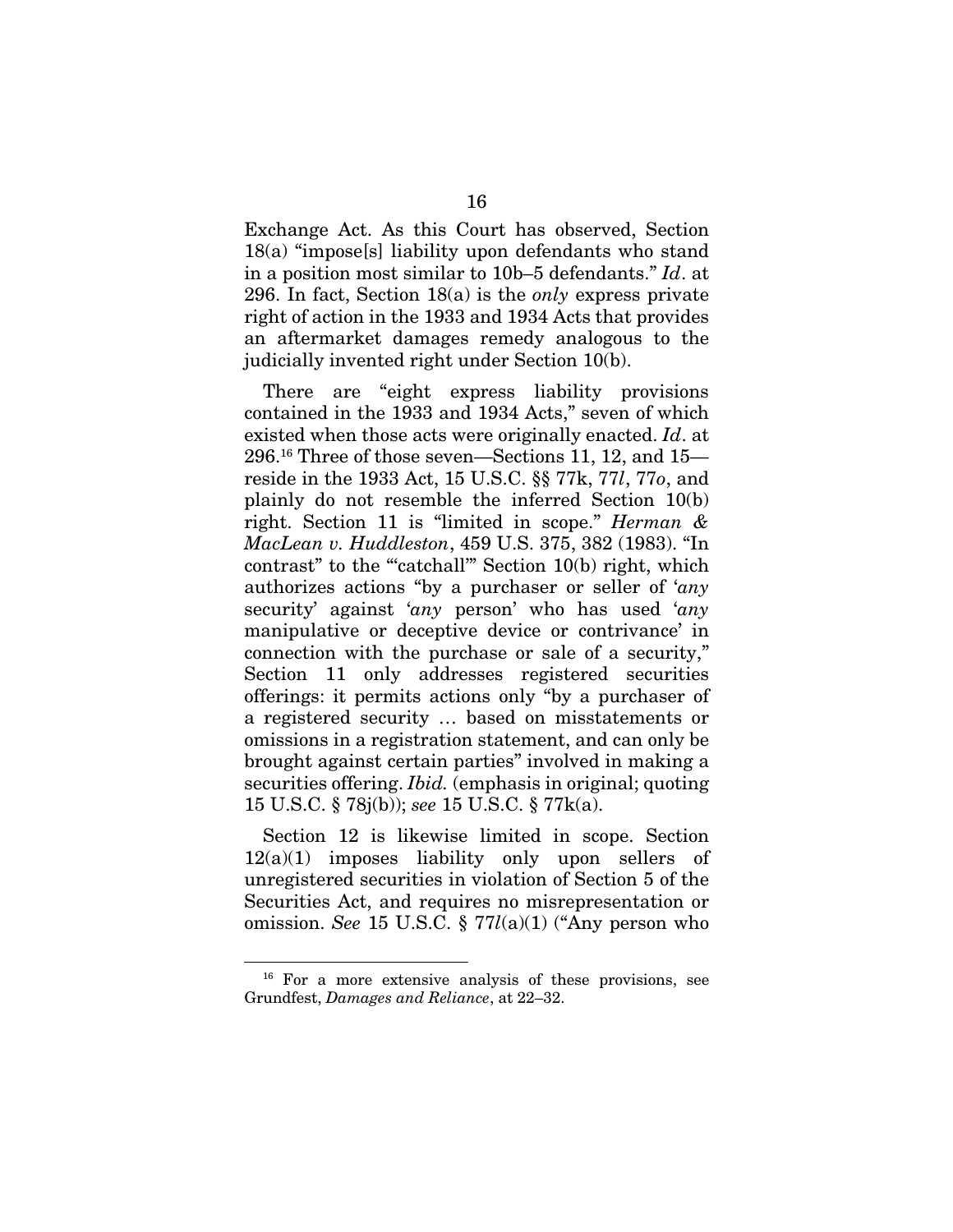Exchange Act. As this Court has observed, Section 18(a) "impose[s] liability upon defendants who stand in a position most similar to 10b–5 defendants." *Id*. at 296. In fact, Section 18(a) is the *only* express private right of action in the 1933 and 1934 Acts that provides an aftermarket damages remedy analogous to the judicially invented right under Section 10(b).

There are "eight express liability provisions contained in the 1933 and 1934 Acts," seven of which existed when those acts were originally enacted. *Id*. at 296.[16] Three of those seven—Sections 11, 12, and 15—reside in the 1933 Act, 15 U.S.C. §§ 77k, 77*l*, 77*o*, and plainly do not resemble the inferred Section 10(b) right. Section 11 is "limited in scope." *Herman & MacLean v. Huddleston*, 459 U.S. 375, 382 (1983). "In contrast" to the "'catchall'" Section 10(b) right, which authorizes actions "by a purchaser or seller of '*any* security' against '*any* person' who has used '*any* manipulative or deceptive device or contrivance' in connection with the purchase or sale of a security," Section 11 only addresses registered securities offerings: it permits actions only "by a purchaser of a registered security … based on misstatements or omissions in a registration statement, and can only be brought against certain parties" involved in making a securities offering. *Ibid.* (emphasis in original; quoting 15 U.S.C. § 78j(b)); *see* 15 U.S.C. § 77k(a).

Section 12 is likewise limited in scope. Section 12(a)(1) imposes liability only upon sellers of unregistered securities in violation of Section 5 of the Securities Act, and requires no misrepresentation or omission. *See* 15 U.S.C. § 77*l*(a)(1) ("Any person who

---

[16] For a more extensive analysis of these provisions, see Grundfest, *Damages and Reliance*, at 22–32.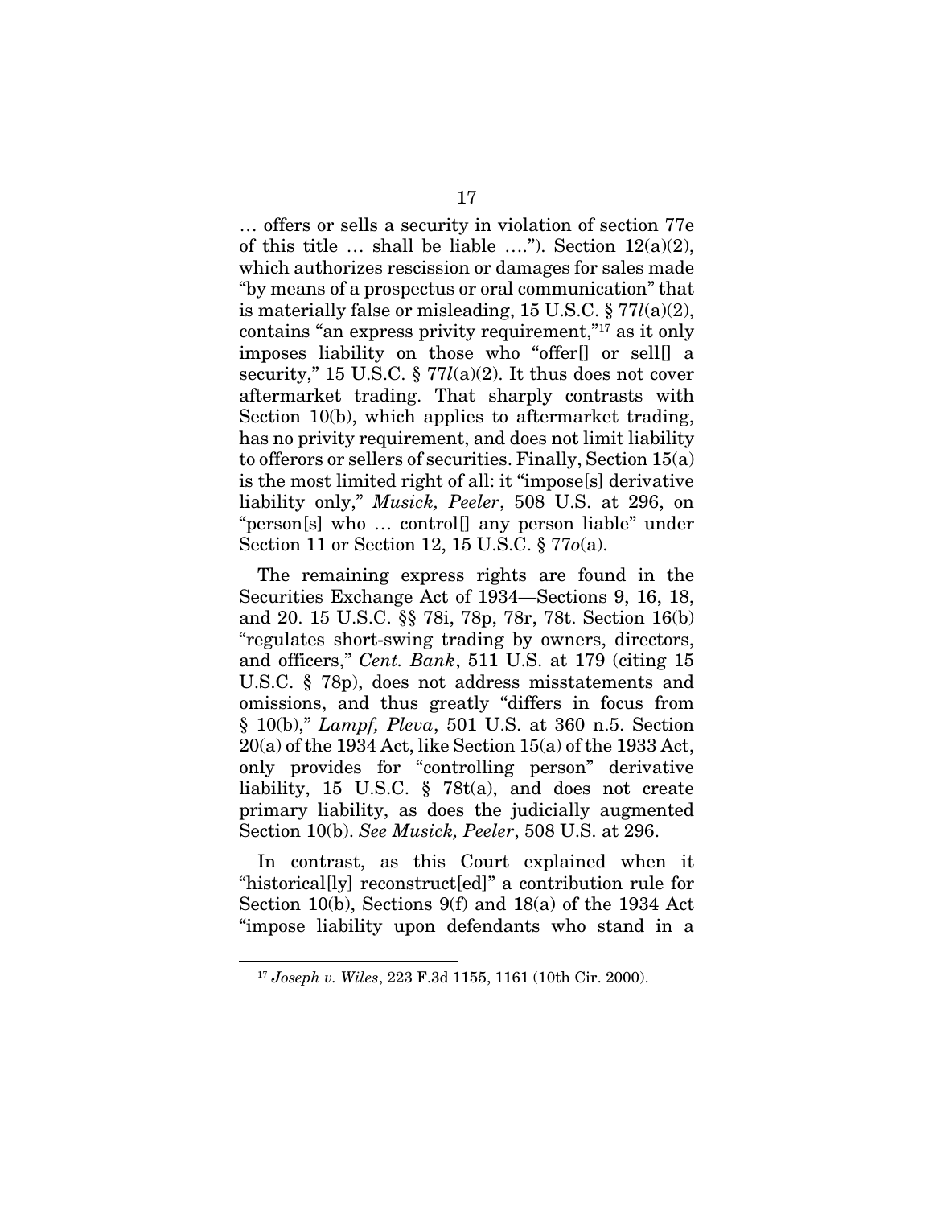… offers or sells a security in violation of section 77e of this title … shall be liable …."). Section 12(a)(2), which authorizes rescission or damages for sales made "by means of a prospectus or oral communication" that is materially false or misleading, 15 U.S.C. § 77*l*(a)(2), contains "an express privity requirement,"[17] as it only imposes liability on those who "offer[] or sell[] a security," 15 U.S.C. § 77*l*(a)(2). It thus does not cover aftermarket trading. That sharply contrasts with Section 10(b), which applies to aftermarket trading, has no privity requirement, and does not limit liability to offerors or sellers of securities. Finally, Section 15(a) is the most limited right of all: it "impose[s] derivative liability only," *Musick, Peeler*, 508 U.S. at 296, on "person[s] who … control[] any person liable" under Section 11 or Section 12, 15 U.S.C. § 77*o*(a).

The remaining express rights are found in the Securities Exchange Act of 1934—Sections 9, 16, 18, and 20. 15 U.S.C. §§ 78i, 78p, 78r, 78t. Section 16(b) "regulates short-swing trading by owners, directors, and officers," *Cent. Bank*, 511 U.S. at 179 (citing 15 U.S.C. § 78p), does not address misstatements and omissions, and thus greatly "differs in focus from § 10(b)," *Lampf, Pleva*, 501 U.S. at 360 n.5. Section 20(a) of the 1934 Act, like Section 15(a) of the 1933 Act, only provides for "controlling person" derivative liability, 15 U.S.C. § 78t(a), and does not create primary liability, as does the judicially augmented Section 10(b). *See Musick, Peeler*, 508 U.S. at 296.

In contrast, as this Court explained when it "historical[ly] reconstruct[ed]" a contribution rule for Section 10(b), Sections 9(f) and 18(a) of the 1934 Act "impose liability upon defendants who stand in a

---

[17] *Joseph v. Wiles*, 223 F.3d 1155, 1161 (10th Cir. 2000).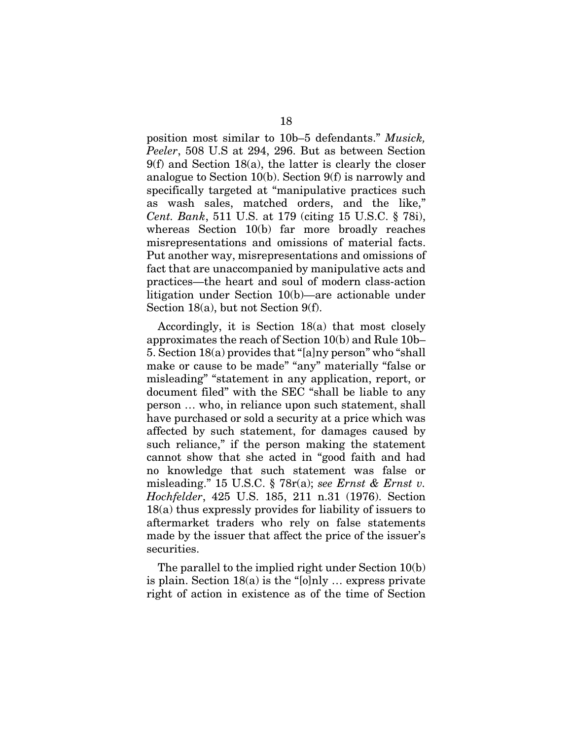position most similar to 10b–5 defendants." *Musick, Peeler*, 508 U.S at 294, 296. But as between Section 9(f) and Section 18(a), the latter is clearly the closer analogue to Section 10(b). Section 9(f) is narrowly and specifically targeted at "manipulative practices such as wash sales, matched orders, and the like," *Cent. Bank*, 511 U.S. at 179 (citing 15 U.S.C. § 78i), whereas Section 10(b) far more broadly reaches misrepresentations and omissions of material facts. Put another way, misrepresentations and omissions of fact that are unaccompanied by manipulative acts and practices—the heart and soul of modern class-action litigation under Section 10(b)—are actionable under Section 18(a), but not Section 9(f).

Accordingly, it is Section 18(a) that most closely approximates the reach of Section 10(b) and Rule 10b–5. Section 18(a) provides that "[a]ny person" who "shall make or cause to be made" "any" materially "false or misleading" "statement in any application, report, or document filed" with the SEC "shall be liable to any person … who, in reliance upon such statement, shall have purchased or sold a security at a price which was affected by such statement, for damages caused by such reliance," if the person making the statement cannot show that she acted in "good faith and had no knowledge that such statement was false or misleading." 15 U.S.C. § 78r(a); *see Ernst & Ernst v. Hochfelder*, 425 U.S. 185, 211 n.31 (1976). Section 18(a) thus expressly provides for liability of issuers to aftermarket traders who rely on false statements made by the issuer that affect the price of the issuer's securities.

The parallel to the implied right under Section 10(b) is plain. Section 18(a) is the "[o]nly … express private right of action in existence as of the time of Section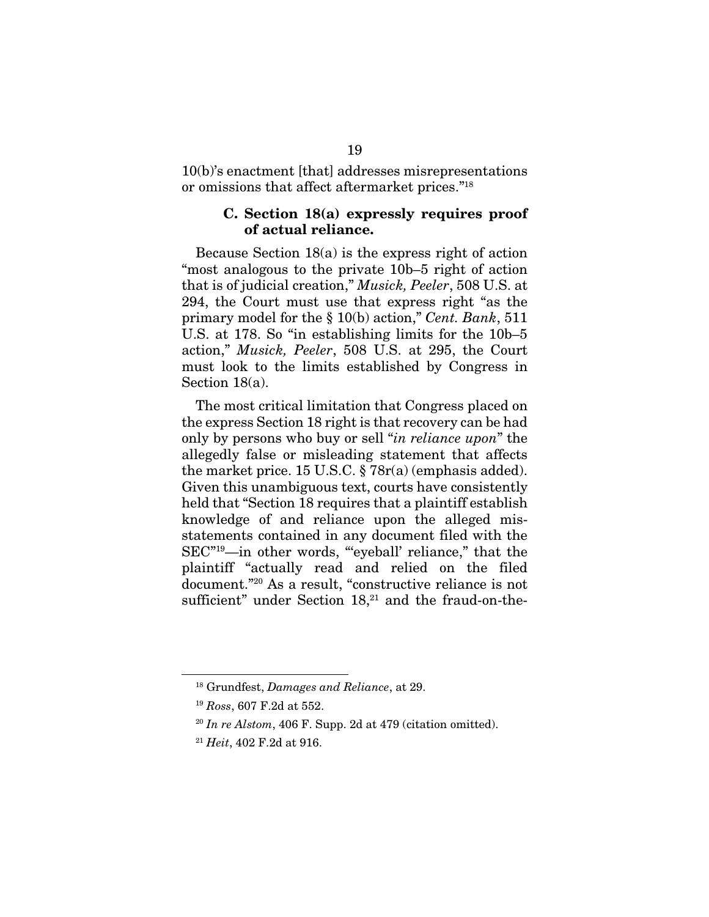10(b)'s enactment [that] addresses misrepresentations or omissions that affect aftermarket prices."[18]

### C. Section 18(a) expressly requires proof of actual reliance.

Because Section 18(a) is the express right of action "most analogous to the private 10b–5 right of action that is of judicial creation," *Musick, Peeler*, 508 U.S. at 294, the Court must use that express right "as the primary model for the § 10(b) action," *Cent. Bank*, 511 U.S. at 178. So "in establishing limits for the 10b–5 action," *Musick, Peeler*, 508 U.S. at 295, the Court must look to the limits established by Congress in Section 18(a).

The most critical limitation that Congress placed on the express Section 18 right is that recovery can be had only by persons who buy or sell "*in reliance upon*" the allegedly false or misleading statement that affects the market price. 15 U.S.C. § 78r(a) (emphasis added). Given this unambiguous text, courts have consistently held that "Section 18 requires that a plaintiff establish knowledge of and reliance upon the alleged misstatements contained in any document filed with the SEC"[19]—in other words, "'eyeball' reliance," that the plaintiff "actually read and relied on the filed document."[20] As a result, "constructive reliance is not sufficient" under Section 18,[21] and the fraud-on-the-

---

[18] Grundfest, *Damages and Reliance*, at 29.

[19] *Ross*, 607 F.2d at 552.

[20] *In re Alstom*, 406 F. Supp. 2d at 479 (citation omitted).

[21] *Heit*, 402 F.2d at 916.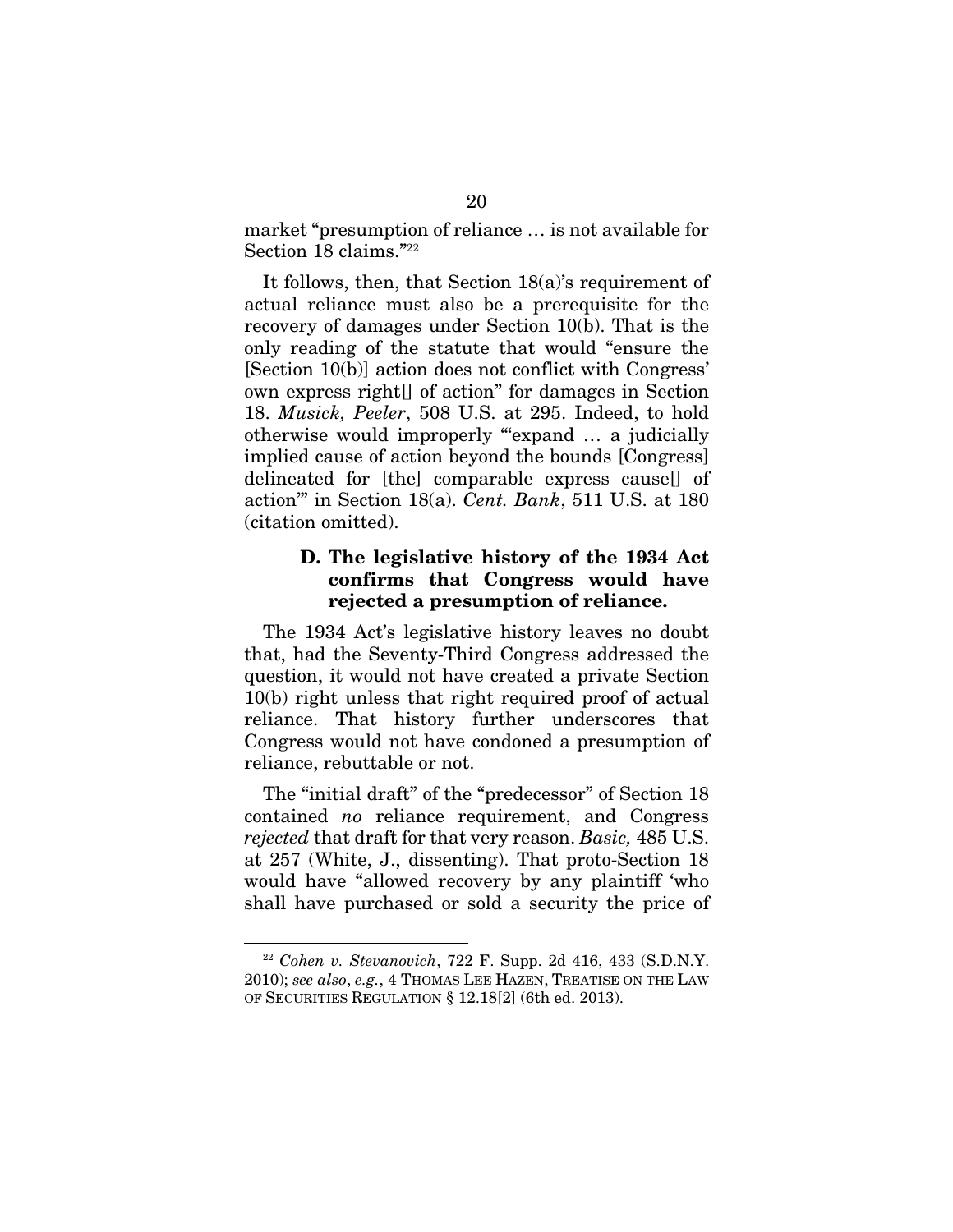market "presumption of reliance … is not available for Section 18 claims."[22]

It follows, then, that Section 18(a)'s requirement of actual reliance must also be a prerequisite for the recovery of damages under Section 10(b). That is the only reading of the statute that would "ensure the [Section 10(b)] action does not conflict with Congress' own express right[] of action" for damages in Section 18. *Musick, Peeler*, 508 U.S. at 295. Indeed, to hold otherwise would improperly "'expand … a judicially implied cause of action beyond the bounds [Congress] delineated for [the] comparable express cause[] of action'" in Section 18(a). *Cent. Bank*, 511 U.S. at 180 (citation omitted).

### D. The legislative history of the 1934 Act confirms that Congress would have rejected a presumption of reliance.

The 1934 Act's legislative history leaves no doubt that, had the Seventy-Third Congress addressed the question, it would not have created a private Section 10(b) right unless that right required proof of actual reliance. That history further underscores that Congress would not have condoned a presumption of reliance, rebuttable or not.

The "initial draft" of the "predecessor" of Section 18 contained *no* reliance requirement, and Congress *rejected* that draft for that very reason. *Basic,* 485 U.S. at 257 (White, J., dissenting). That proto-Section 18 would have "allowed recovery by any plaintiff 'who shall have purchased or sold a security the price of

---

[22] *Cohen v. Stevanovich*, 722 F. Supp. 2d 416, 433 (S.D.N.Y. 2010); *see also*, *e.g.*, 4 THOMAS LEE HAZEN, TREATISE ON THE LAW OF SECURITIES REGULATION § 12.18[2] (6th ed. 2013).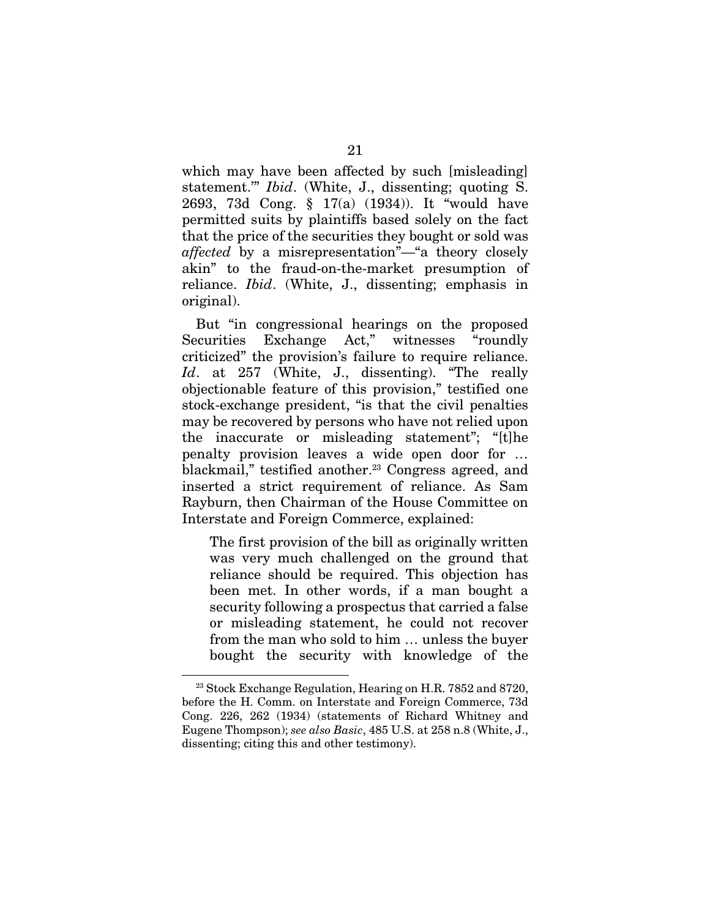which may have been affected by such [misleading] statement.'" *Ibid*. (White, J., dissenting; quoting S. 2693, 73d Cong. § 17(a) (1934)). It "would have permitted suits by plaintiffs based solely on the fact that the price of the securities they bought or sold was *affected* by a misrepresentation"—"a theory closely akin" to the fraud-on-the-market presumption of reliance. *Ibid*. (White, J., dissenting; emphasis in original).

But "in congressional hearings on the proposed Securities Exchange Act," witnesses "roundly criticized" the provision's failure to require reliance. *Id*. at 257 (White, J., dissenting). "The really objectionable feature of this provision," testified one stock-exchange president, "is that the civil penalties may be recovered by persons who have not relied upon the inaccurate or misleading statement"; "[t]he penalty provision leaves a wide open door for … blackmail," testified another.[23] Congress agreed, and inserted a strict requirement of reliance. As Sam Rayburn, then Chairman of the House Committee on Interstate and Foreign Commerce, explained:

> The first provision of the bill as originally written was very much challenged on the ground that reliance should be required. This objection has been met. In other words, if a man bought a security following a prospectus that carried a false or misleading statement, he could not recover from the man who sold to him … unless the buyer bought the security with knowledge of the

[23] Stock Exchange Regulation, Hearing on H.R. 7852 and 8720, before the H. Comm. on Interstate and Foreign Commerce, 73d Cong. 226, 262 (1934) (statements of Richard Whitney and Eugene Thompson); *see also Basic*, 485 U.S. at 258 n.8 (White, J., dissenting; citing this and other testimony).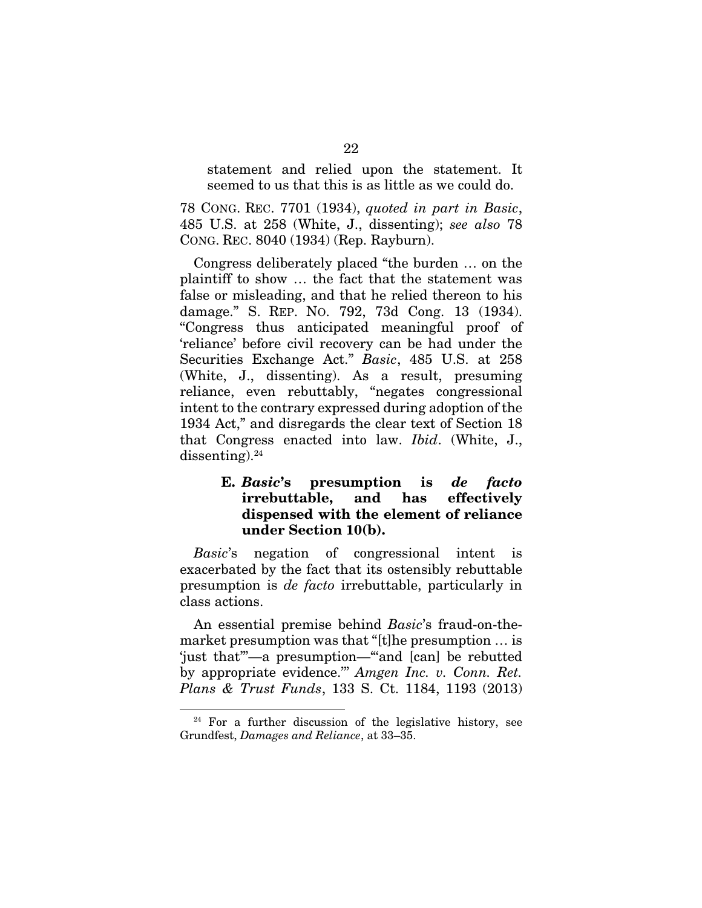> statement and relied upon the statement. It seemed to us that this is as little as we could do.

78 CONG. REC. 7701 (1934), *quoted in part in Basic*, 485 U.S. at 258 (White, J., dissenting); *see also* 78 CONG. REC. 8040 (1934) (Rep. Rayburn).

Congress deliberately placed "the burden … on the plaintiff to show … the fact that the statement was false or misleading, and that he relied thereon to his damage." S. REP. NO. 792, 73d Cong. 13 (1934). "Congress thus anticipated meaningful proof of 'reliance' before civil recovery can be had under the Securities Exchange Act." *Basic*, 485 U.S. at 258 (White, J., dissenting). As a result, presuming reliance, even rebuttably, "negates congressional intent to the contrary expressed during adoption of the 1934 Act," and disregards the clear text of Section 18 that Congress enacted into law. *Ibid*. (White, J., dissenting).[24]

### E. *Basic*'s presumption is *de facto* irrebuttable, and has effectively dispensed with the element of reliance under Section 10(b).

*Basic*'s negation of congressional intent is exacerbated by the fact that its ostensibly rebuttable presumption is *de facto* irrebuttable, particularly in class actions.

An essential premise behind *Basic*'s fraud-on-the-market presumption was that "[t]he presumption … is 'just that'"—a presumption—"'and [can] be rebutted by appropriate evidence.'" *Amgen Inc. v. Conn. Ret. Plans & Trust Funds*, 133 S. Ct. 1184, 1193 (2013)

---

[24] For a further discussion of the legislative history, see Grundfest, *Damages and Reliance*, at 33–35.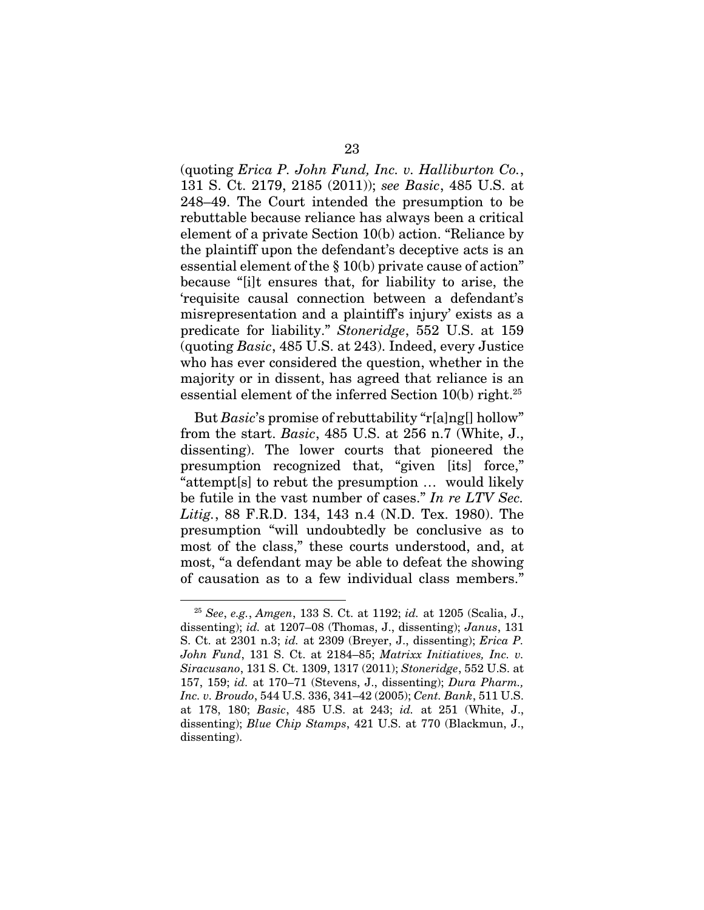(quoting *Erica P. John Fund, Inc. v. Halliburton Co.*, 131 S. Ct. 2179, 2185 (2011)); *see Basic*, 485 U.S. at 248–49. The Court intended the presumption to be rebuttable because reliance has always been a critical element of a private Section 10(b) action. "Reliance by the plaintiff upon the defendant's deceptive acts is an essential element of the § 10(b) private cause of action" because "[i]t ensures that, for liability to arise, the 'requisite causal connection between a defendant's misrepresentation and a plaintiff's injury' exists as a predicate for liability." *Stoneridge*, 552 U.S. at 159 (quoting *Basic*, 485 U.S. at 243). Indeed, every Justice who has ever considered the question, whether in the majority or in dissent, has agreed that reliance is an essential element of the inferred Section 10(b) right.[25]

But *Basic*'s promise of rebuttability "r[a]ng[] hollow" from the start. *Basic*, 485 U.S. at 256 n.7 (White, J., dissenting). The lower courts that pioneered the presumption recognized that, "given [its] force," "attempt[s] to rebut the presumption … would likely be futile in the vast number of cases." *In re LTV Sec. Litig.*, 88 F.R.D. 134, 143 n.4 (N.D. Tex. 1980). The presumption "will undoubtedly be conclusive as to most of the class," these courts understood, and, at most, "a defendant may be able to defeat the showing of causation as to a few individual class members."

---

[25] *See*, *e.g.*, *Amgen*, 133 S. Ct. at 1192; *id.* at 1205 (Scalia, J., dissenting); *id.* at 1207–08 (Thomas, J., dissenting); *Janus*, 131 S. Ct. at 2301 n.3; *id.* at 2309 (Breyer, J., dissenting); *Erica P. John Fund*, 131 S. Ct. at 2184–85; *Matrixx Initiatives, Inc. v. Siracusano*, 131 S. Ct. 1309, 1317 (2011); *Stoneridge*, 552 U.S. at 157, 159; *id.* at 170–71 (Stevens, J., dissenting); *Dura Pharm., Inc. v. Broudo*, 544 U.S. 336, 341–42 (2005); *Cent. Bank*, 511 U.S. at 178, 180; *Basic*, 485 U.S. at 243; *id.* at 251 (White, J., dissenting); *Blue Chip Stamps*, 421 U.S. at 770 (Blackmun, J., dissenting).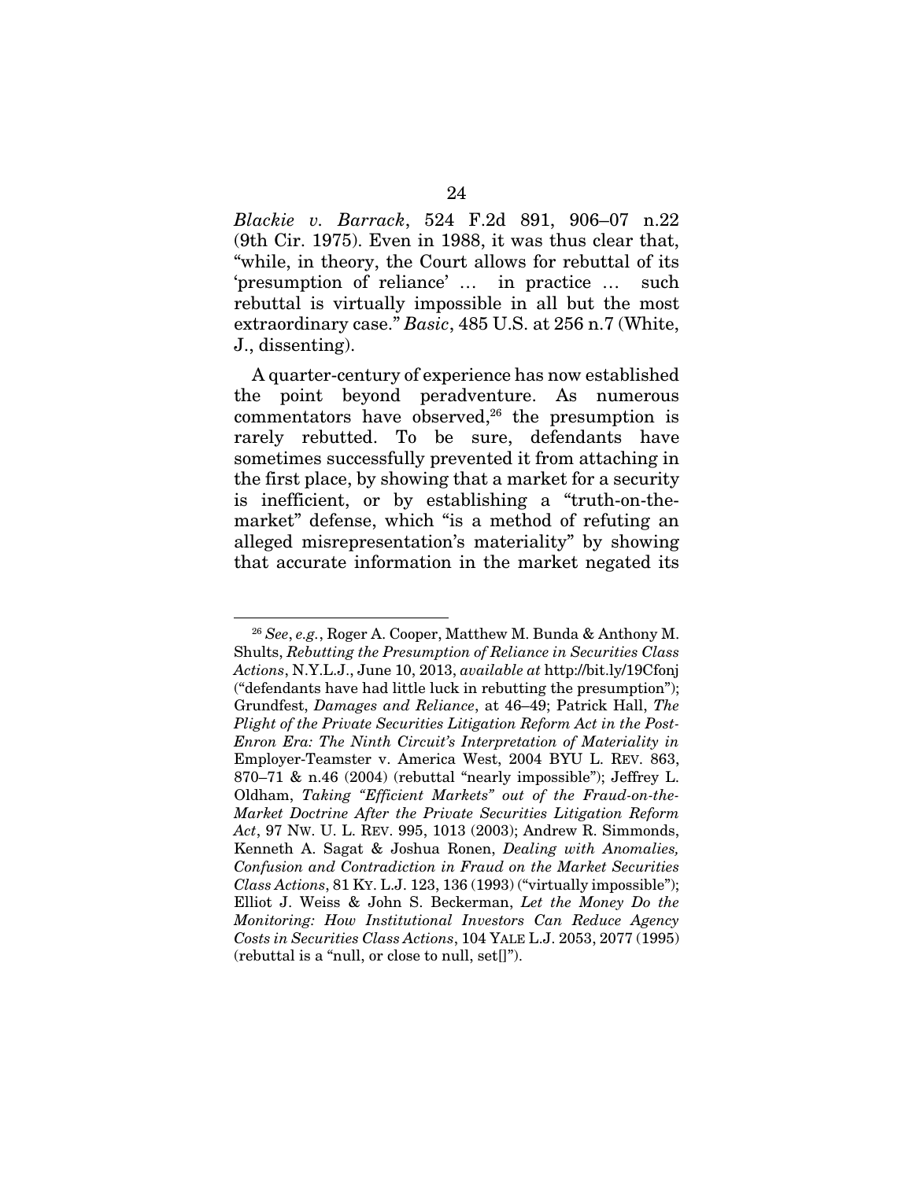*Blackie v. Barrack*, 524 F.2d 891, 906–07 n.22 (9th Cir. 1975). Even in 1988, it was thus clear that, "while, in theory, the Court allows for rebuttal of its 'presumption of reliance' … in practice … such rebuttal is virtually impossible in all but the most extraordinary case." *Basic*, 485 U.S. at 256 n.7 (White, J., dissenting).

A quarter-century of experience has now established the point beyond peradventure. As numerous commentators have observed,[26] the presumption is rarely rebutted. To be sure, defendants have sometimes successfully prevented it from attaching in the first place, by showing that a market for a security is inefficient, or by establishing a "truth-on-the-market" defense, which "is a method of refuting an alleged misrepresentation's materiality" by showing that accurate information in the market negated its

---

[26] *See*, *e.g.*, Roger A. Cooper, Matthew M. Bunda & Anthony M. Shults, *Rebutting the Presumption of Reliance in Securities Class Actions*, N.Y.L.J., June 10, 2013, *available at* http://bit.ly/19Cfonj ("defendants have had little luck in rebutting the presumption"); Grundfest, *Damages and Reliance*, at 46–49; Patrick Hall, *The Plight of the Private Securities Litigation Reform Act in the Post-Enron Era: The Ninth Circuit's Interpretation of Materiality in* Employer-Teamster v. America West, 2004 BYU L. REV. 863, 870–71 & n.46 (2004) (rebuttal "nearly impossible"); Jeffrey L. Oldham, *Taking "Efficient Markets" out of the Fraud-on-the-Market Doctrine After the Private Securities Litigation Reform Act*, 97 NW. U. L. REV. 995, 1013 (2003); Andrew R. Simmonds, Kenneth A. Sagat & Joshua Ronen, *Dealing with Anomalies, Confusion and Contradiction in Fraud on the Market Securities Class Actions*, 81 KY. L.J. 123, 136 (1993) ("virtually impossible"); Elliot J. Weiss & John S. Beckerman, *Let the Money Do the Monitoring: How Institutional Investors Can Reduce Agency Costs in Securities Class Actions*, 104 YALE L.J. 2053, 2077 (1995) (rebuttal is a "null, or close to null, set[]").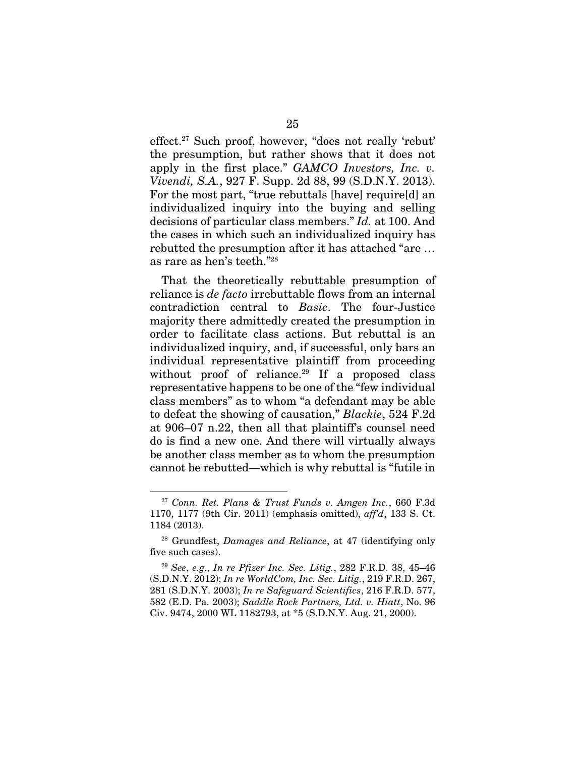effect.[27] Such proof, however, "does not really 'rebut' the presumption, but rather shows that it does not apply in the first place." *GAMCO Investors, Inc. v. Vivendi, S.A.*, 927 F. Supp. 2d 88, 99 (S.D.N.Y. 2013). For the most part, "true rebuttals [have] require[d] an individualized inquiry into the buying and selling decisions of particular class members." *Id.* at 100. And the cases in which such an individualized inquiry has rebutted the presumption after it has attached "are … as rare as hen's teeth."[28]

That the theoretically rebuttable presumption of reliance is *de facto* irrebuttable flows from an internal contradiction central to *Basic*. The four-Justice majority there admittedly created the presumption in order to facilitate class actions. But rebuttal is an individualized inquiry, and, if successful, only bars an individual representative plaintiff from proceeding without proof of reliance.[29] If a proposed class representative happens to be one of the "few individual class members" as to whom "a defendant may be able to defeat the showing of causation," *Blackie*, 524 F.2d at 906–07 n.22, then all that plaintiff's counsel need do is find a new one. And there will virtually always be another class member as to whom the presumption cannot be rebutted—which is why rebuttal is "futile in

---

[27] *Conn. Ret. Plans & Trust Funds v. Amgen Inc.*, 660 F.3d 1170, 1177 (9th Cir. 2011) (emphasis omitted), *aff'd*, 133 S. Ct. 1184 (2013).

[28] Grundfest, *Damages and Reliance*, at 47 (identifying only five such cases).

[29] *See*, *e.g.*, *In re Pfizer Inc. Sec. Litig.*, 282 F.R.D. 38, 45–46 (S.D.N.Y. 2012); *In re WorldCom, Inc. Sec. Litig.*, 219 F.R.D. 267, 281 (S.D.N.Y. 2003); *In re Safeguard Scientifics*, 216 F.R.D. 577, 582 (E.D. Pa. 2003); *Saddle Rock Partners, Ltd. v. Hiatt*, No. 96 Civ. 9474, 2000 WL 1182793, at *5 (S.D.N.Y. Aug. 21, 2000).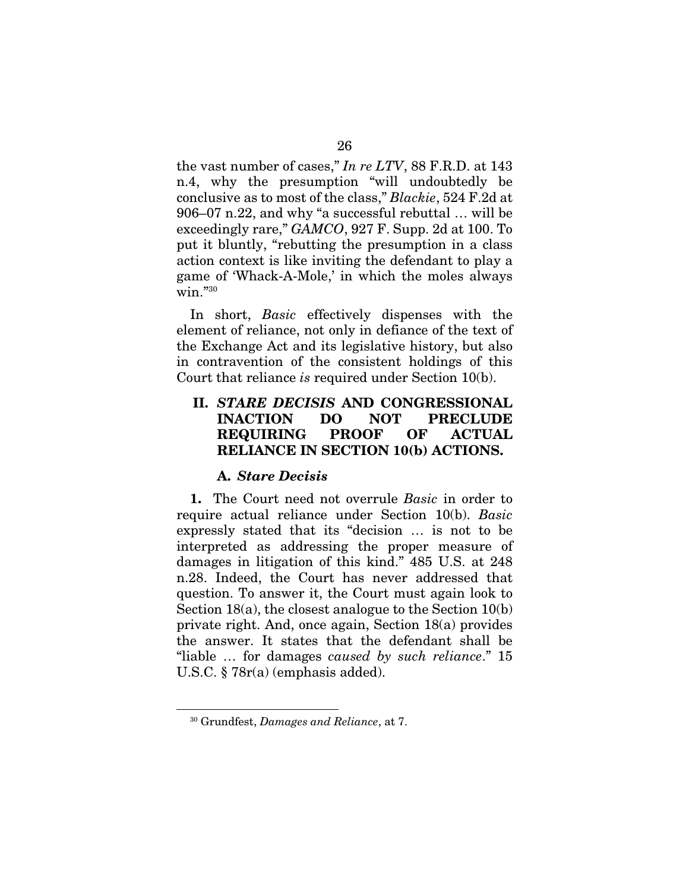the vast number of cases," *In re LTV*, 88 F.R.D. at 143 n.4, why the presumption "will undoubtedly be conclusive as to most of the class," *Blackie*, 524 F.2d at 906–07 n.22, and why "a successful rebuttal … will be exceedingly rare," *GAMCO*, 927 F. Supp. 2d at 100. To put it bluntly, "rebutting the presumption in a class action context is like inviting the defendant to play a game of 'Whack-A-Mole,' in which the moles always win."[30]

In short, *Basic* effectively dispenses with the element of reliance, not only in defiance of the text of the Exchange Act and its legislative history, but also in contravention of the consistent holdings of this Court that reliance *is* required under Section 10(b).

## II. *STARE DECISIS* AND CONGRESSIONAL INACTION DO NOT PRECLUDE REQUIRING PROOF OF ACTUAL RELIANCE IN SECTION 10(b) ACTIONS.

### A. *Stare Decisis*

**1.** The Court need not overrule *Basic* in order to require actual reliance under Section 10(b). *Basic* expressly stated that its "decision … is not to be interpreted as addressing the proper measure of damages in litigation of this kind." 485 U.S. at 248 n.28. Indeed, the Court has never addressed that question. To answer it, the Court must again look to Section 18(a), the closest analogue to the Section 10(b) private right. And, once again, Section 18(a) provides the answer. It states that the defendant shall be "liable … for damages *caused by such reliance*." 15 U.S.C. § 78r(a) (emphasis added).

---

[30] Grundfest, *Damages and Reliance*, at 7.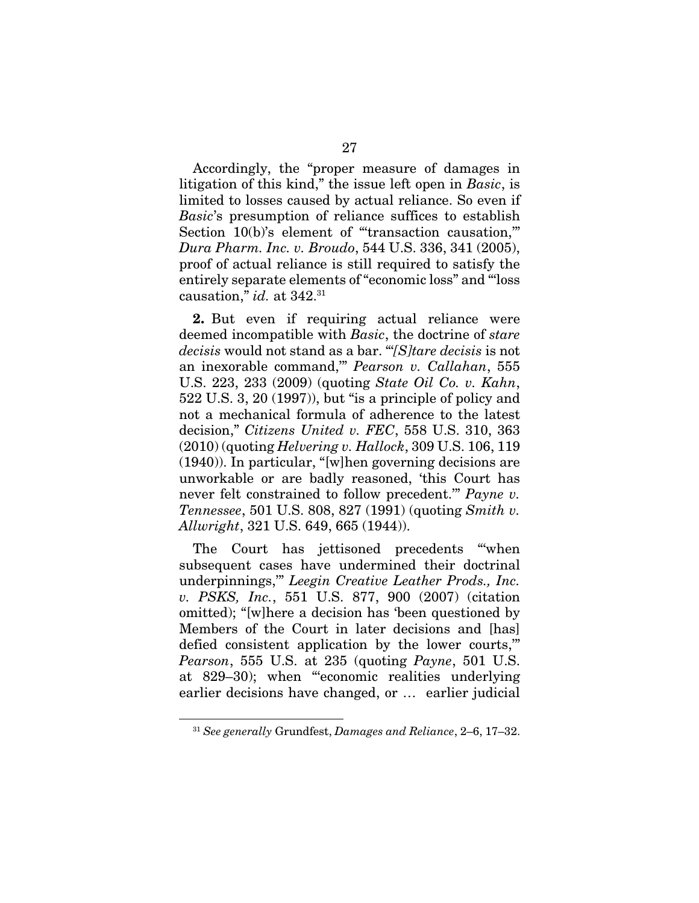Accordingly, the "proper measure of damages in litigation of this kind," the issue left open in *Basic*, is limited to losses caused by actual reliance. So even if *Basic*'s presumption of reliance suffices to establish Section 10(b)'s element of "'transaction causation,'" *Dura Pharm. Inc. v. Broudo*, 544 U.S. 336, 341 (2005), proof of actual reliance is still required to satisfy the entirely separate elements of "economic loss" and "'loss causation,'" *id.* at 342.[31]

**2.** But even if requiring actual reliance were deemed incompatible with *Basic*, the doctrine of *stare decisis* would not stand as a bar. "'*[S]tare decisis* is not an inexorable command,'" *Pearson v. Callahan*, 555 U.S. 223, 233 (2009) (quoting *State Oil Co. v. Kahn*, 522 U.S. 3, 20 (1997)), but "is a principle of policy and not a mechanical formula of adherence to the latest decision," *Citizens United v. FEC*, 558 U.S. 310, 363 (2010) (quoting *Helvering v. Hallock*, 309 U.S. 106, 119 (1940)). In particular, "[w]hen governing decisions are unworkable or are badly reasoned, 'this Court has never felt constrained to follow precedent.'" *Payne v. Tennessee*, 501 U.S. 808, 827 (1991) (quoting *Smith v. Allwright*, 321 U.S. 649, 665 (1944)).

The Court has jettisoned precedents "'when subsequent cases have undermined their doctrinal underpinnings,'" *Leegin Creative Leather Prods., Inc. v. PSKS, Inc.*, 551 U.S. 877, 900 (2007) (citation omitted); "[w]here a decision has 'been questioned by Members of the Court in later decisions and [has] defied consistent application by the lower courts,'" *Pearson*, 555 U.S. at 235 (quoting *Payne*, 501 U.S. at 829–30); when "'economic realities underlying earlier decisions have changed, or … earlier judicial

[31] *See generally* Grundfest, *Damages and Reliance*, 2–6, 17–32.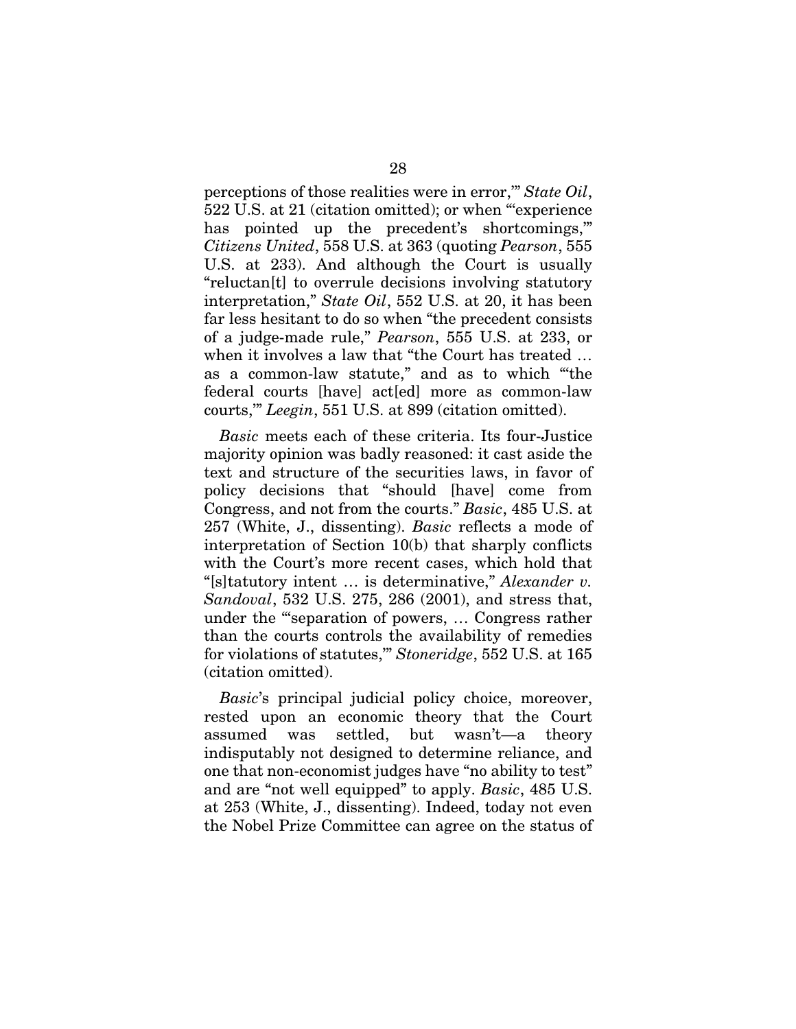perceptions of those realities were in error,'" *State Oil*, 522 U.S. at 21 (citation omitted); or when "'experience has pointed up the precedent's shortcomings,'" *Citizens United*, 558 U.S. at 363 (quoting *Pearson*, 555 U.S. at 233). And although the Court is usually "reluctan[t] to overrule decisions involving statutory interpretation," *State Oil*, 552 U.S. at 20, it has been far less hesitant to do so when "the precedent consists of a judge-made rule," *Pearson*, 555 U.S. at 233, or when it involves a law that "the Court has treated … as a common-law statute," and as to which "'the federal courts [have] act[ed] more as common-law courts,'" *Leegin*, 551 U.S. at 899 (citation omitted).

*Basic* meets each of these criteria. Its four-Justice majority opinion was badly reasoned: it cast aside the text and structure of the securities laws, in favor of policy decisions that "should [have] come from Congress, and not from the courts." *Basic*, 485 U.S. at 257 (White, J., dissenting). *Basic* reflects a mode of interpretation of Section 10(b) that sharply conflicts with the Court's more recent cases, which hold that "[s]tatutory intent … is determinative," *Alexander v. Sandoval*, 532 U.S. 275, 286 (2001), and stress that, under the "'separation of powers, … Congress rather than the courts controls the availability of remedies for violations of statutes,'" *Stoneridge*, 552 U.S. at 165 (citation omitted).

*Basic*'s principal judicial policy choice, moreover, rested upon an economic theory that the Court assumed was settled, but wasn't—a theory indisputably not designed to determine reliance, and one that non-economist judges have "no ability to test" and are "not well equipped" to apply. *Basic*, 485 U.S. at 253 (White, J., dissenting). Indeed, today not even the Nobel Prize Committee can agree on the status of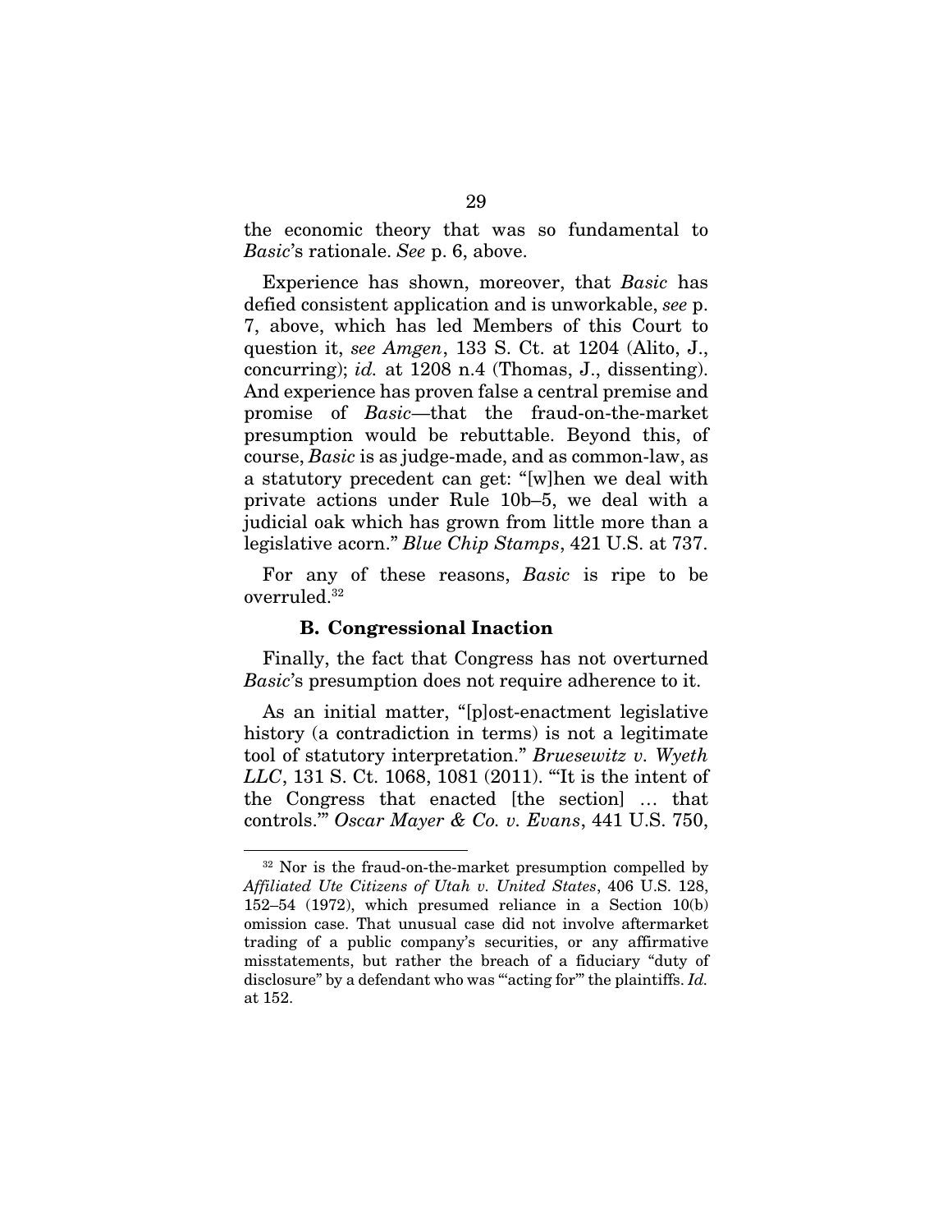the economic theory that was so fundamental to *Basic*'s rationale. *See* p. 6, above.

Experience has shown, moreover, that *Basic* has defied consistent application and is unworkable, *see* p. 7, above, which has led Members of this Court to question it, *see Amgen*, 133 S. Ct. at 1204 (Alito, J., concurring); *id.* at 1208 n.4 (Thomas, J., dissenting). And experience has proven false a central premise and promise of *Basic*—that the fraud-on-the-market presumption would be rebuttable. Beyond this, of course, *Basic* is as judge-made, and as common-law, as a statutory precedent can get: "[w]hen we deal with private actions under Rule 10b–5, we deal with a judicial oak which has grown from little more than a legislative acorn." *Blue Chip Stamps*, 421 U.S. at 737.

For any of these reasons, *Basic* is ripe to be overruled.[32]

### B. Congressional Inaction

Finally, the fact that Congress has not overturned *Basic*'s presumption does not require adherence to it.

As an initial matter, "[p]ost-enactment legislative history (a contradiction in terms) is not a legitimate tool of statutory interpretation." *Bruesewitz v. Wyeth LLC*, 131 S. Ct. 1068, 1081 (2011). "'It is the intent of the Congress that enacted [the section] … that controls.'" *Oscar Mayer & Co. v. Evans*, 441 U.S. 750,

---

[32] Nor is the fraud-on-the-market presumption compelled by *Affiliated Ute Citizens of Utah v. United States*, 406 U.S. 128, 152–54 (1972), which presumed reliance in a Section 10(b) omission case. That unusual case did not involve aftermarket trading of a public company's securities, or any affirmative misstatements, but rather the breach of a fiduciary "duty of disclosure" by a defendant who was "'acting for'" the plaintiffs. *Id.* at 152.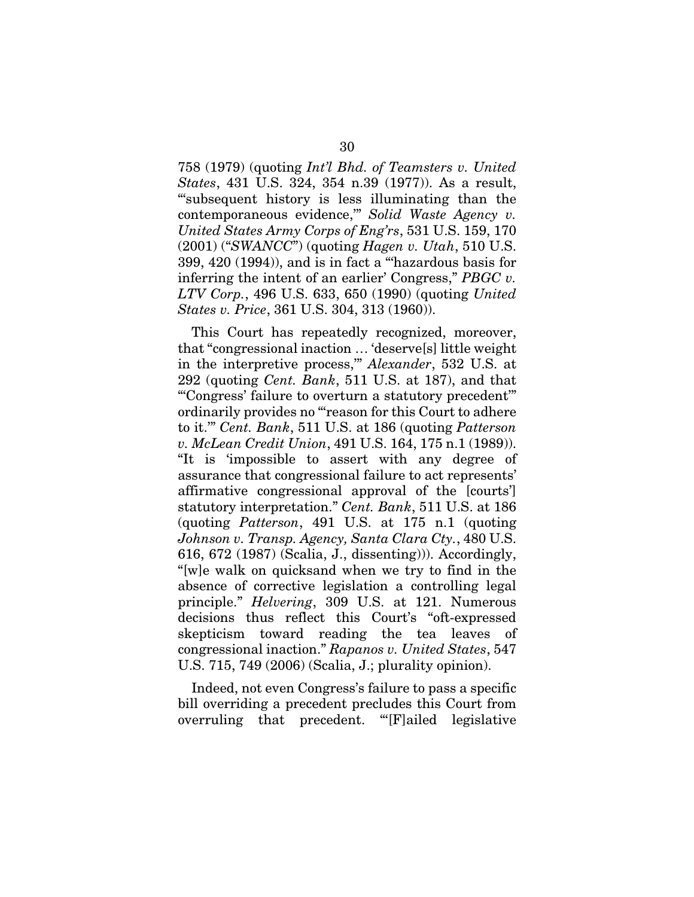758 (1979) (quoting *Int'l Bhd. of Teamsters v. United States*, 431 U.S. 324, 354 n.39 (1977)). As a result, "'subsequent history is less illuminating than the contemporaneous evidence,'" *Solid Waste Agency v. United States Army Corps of Eng'rs*, 531 U.S. 159, 170 (2001) ("*SWANCC*") (quoting *Hagen v. Utah*, 510 U.S. 399, 420 (1994)), and is in fact a "'hazardous basis for inferring the intent of an earlier' Congress," *PBGC v. LTV Corp.*, 496 U.S. 633, 650 (1990) (quoting *United States v. Price*, 361 U.S. 304, 313 (1960)).

This Court has repeatedly recognized, moreover, that "congressional inaction … 'deserve[s] little weight in the interpretive process,'" *Alexander*, 532 U.S. at 292 (quoting *Cent. Bank*, 511 U.S. at 187), and that "'Congress' failure to overturn a statutory precedent'" ordinarily provides no "'reason for this Court to adhere to it.'" *Cent. Bank*, 511 U.S. at 186 (quoting *Patterson v. McLean Credit Union*, 491 U.S. 164, 175 n.1 (1989)). "It is 'impossible to assert with any degree of assurance that congressional failure to act represents' affirmative congressional approval of the [courts'] statutory interpretation." *Cent. Bank*, 511 U.S. at 186 (quoting *Patterson*, 491 U.S. at 175 n.1 (quoting *Johnson v. Transp. Agency, Santa Clara Cty.*, 480 U.S. 616, 672 (1987) (Scalia, J., dissenting))). Accordingly, "[w]e walk on quicksand when we try to find in the absence of corrective legislation a controlling legal principle." *Helvering*, 309 U.S. at 121. Numerous decisions thus reflect this Court's "oft-expressed skepticism toward reading the tea leaves of congressional inaction." *Rapanos v. United States*, 547 U.S. 715, 749 (2006) (Scalia, J.; plurality opinion).

Indeed, not even Congress's failure to pass a specific bill overriding a precedent precludes this Court from overruling that precedent. "'[F]ailed legislative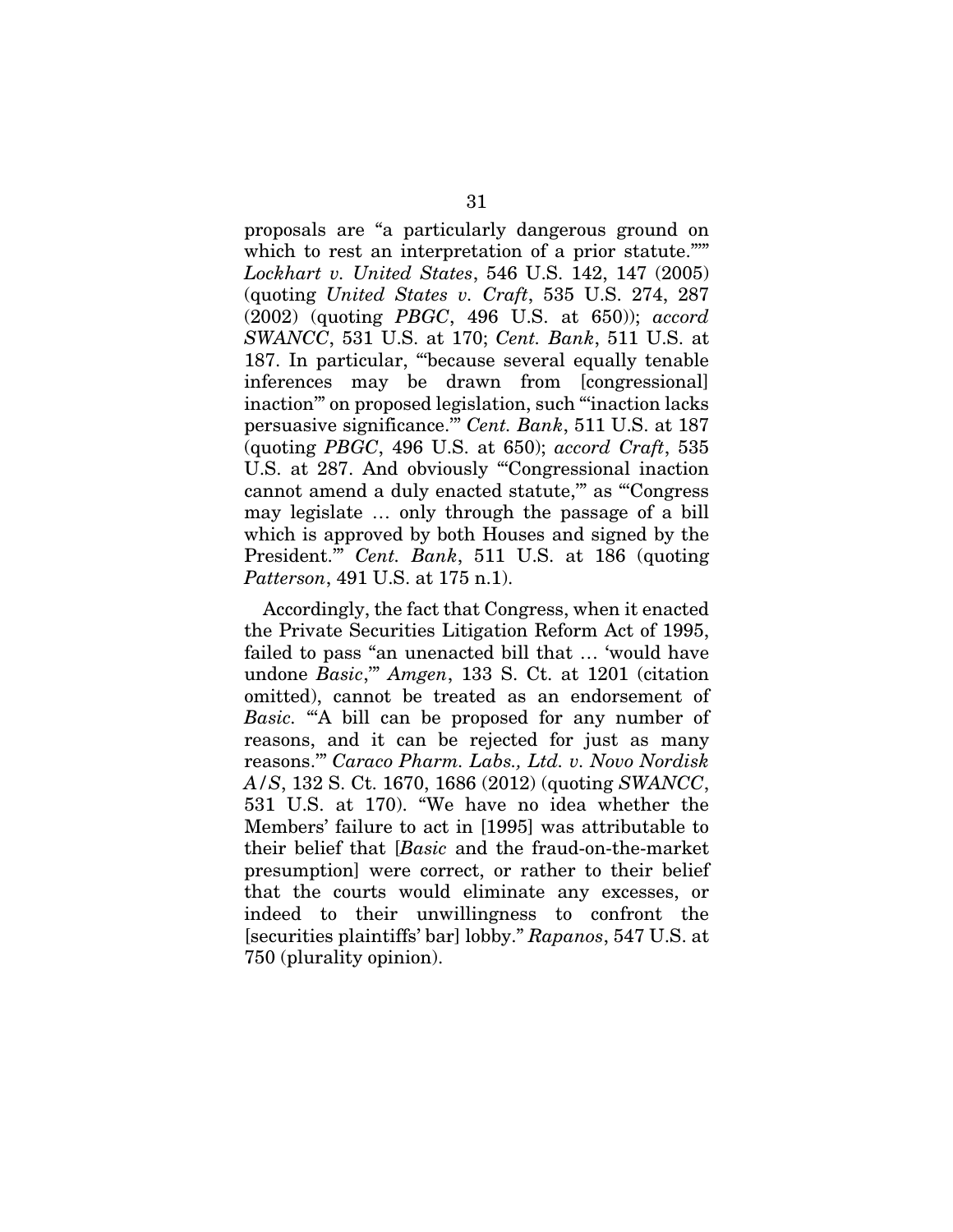proposals are "a particularly dangerous ground on which to rest an interpretation of a prior statute.'"" *Lockhart v. United States*, 546 U.S. 142, 147 (2005) (quoting *United States v. Craft*, 535 U.S. 274, 287 (2002) (quoting *PBGC*, 496 U.S. at 650)); *accord SWANCC*, 531 U.S. at 170; *Cent. Bank*, 511 U.S. at 187. In particular, "'because several equally tenable inferences may be drawn from [congressional] inaction'" on proposed legislation, such "'inaction lacks persuasive significance.'" *Cent. Bank*, 511 U.S. at 187 (quoting *PBGC*, 496 U.S. at 650); *accord Craft*, 535 U.S. at 287. And obviously "'Congressional inaction cannot amend a duly enacted statute,'" as "'Congress may legislate … only through the passage of a bill which is approved by both Houses and signed by the President.'" *Cent. Bank*, 511 U.S. at 186 (quoting *Patterson*, 491 U.S. at 175 n.1).

Accordingly, the fact that Congress, when it enacted the Private Securities Litigation Reform Act of 1995, failed to pass "an unenacted bill that … 'would have undone *Basic*,'" *Amgen*, 133 S. Ct. at 1201 (citation omitted), cannot be treated as an endorsement of *Basic*. "'A bill can be proposed for any number of reasons, and it can be rejected for just as many reasons.'" *Caraco Pharm. Labs., Ltd. v. Novo Nordisk A/S*, 132 S. Ct. 1670, 1686 (2012) (quoting *SWANCC*, 531 U.S. at 170). "We have no idea whether the Members' failure to act in [1995] was attributable to their belief that [*Basic* and the fraud-on-the-market presumption] were correct, or rather to their belief that the courts would eliminate any excesses, or indeed to their unwillingness to confront the [securities plaintiffs' bar] lobby." *Rapanos*, 547 U.S. at 750 (plurality opinion).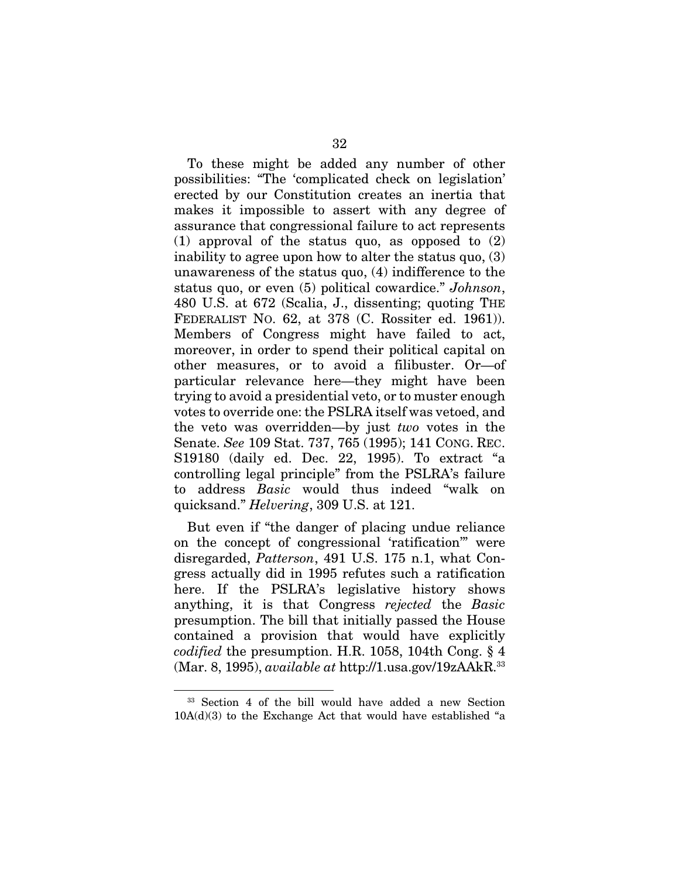To these might be added any number of other possibilities: "The 'complicated check on legislation' erected by our Constitution creates an inertia that makes it impossible to assert with any degree of assurance that congressional failure to act represents (1) approval of the status quo, as opposed to (2) inability to agree upon how to alter the status quo, (3) unawareness of the status quo, (4) indifference to the status quo, or even (5) political cowardice." *Johnson*, 480 U.S. at 672 (Scalia, J., dissenting; quoting THE FEDERALIST NO. 62, at 378 (C. Rossiter ed. 1961)). Members of Congress might have failed to act, moreover, in order to spend their political capital on other measures, or to avoid a filibuster. Or—of particular relevance here—they might have been trying to avoid a presidential veto, or to muster enough votes to override one: the PSLRA itself was vetoed, and the veto was overridden—by just *two* votes in the Senate. *See* 109 Stat. 737, 765 (1995); 141 CONG. REC. S19180 (daily ed. Dec. 22, 1995). To extract "a controlling legal principle" from the PSLRA's failure to address *Basic* would thus indeed "walk on quicksand." *Helvering*, 309 U.S. at 121.

But even if "the danger of placing undue reliance on the concept of congressional 'ratification'" were disregarded, *Patterson*, 491 U.S. 175 n.1, what Congress actually did in 1995 refutes such a ratification here. If the PSLRA's legislative history shows anything, it is that Congress *rejected* the *Basic* presumption. The bill that initially passed the House contained a provision that would have explicitly *codified* the presumption. H.R. 1058, 104th Cong. § 4 (Mar. 8, 1995), *available at* http://1.usa.gov/19zAAkR.[33]

---

[33] Section 4 of the bill would have added a new Section 10A(d)(3) to the Exchange Act that would have established "a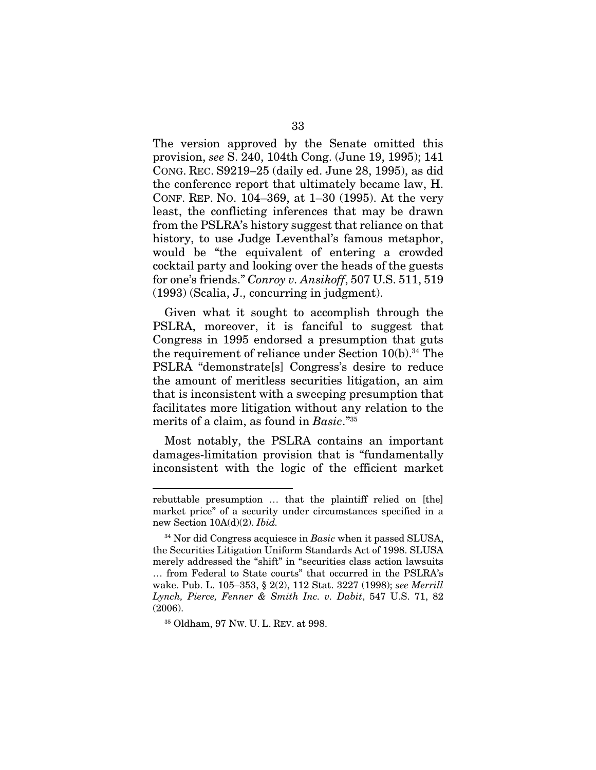The version approved by the Senate omitted this provision, *see* S. 240, 104th Cong. (June 19, 1995); 141 CONG. REC. S9219–25 (daily ed. June 28, 1995), as did the conference report that ultimately became law, H. CONF. REP. NO. 104–369, at 1–30 (1995). At the very least, the conflicting inferences that may be drawn from the PSLRA's history suggest that reliance on that history, to use Judge Leventhal's famous metaphor, would be "the equivalent of entering a crowded cocktail party and looking over the heads of the guests for one's friends." *Conroy v. Ansikoff*, 507 U.S. 511, 519 (1993) (Scalia, J., concurring in judgment).

Given what it sought to accomplish through the PSLRA, moreover, it is fanciful to suggest that Congress in 1995 endorsed a presumption that guts the requirement of reliance under Section 10(b).[34] The PSLRA "demonstrate[s] Congress's desire to reduce the amount of meritless securities litigation, an aim that is inconsistent with a sweeping presumption that facilitates more litigation without any relation to the merits of a claim, as found in *Basic*."[35]

Most notably, the PSLRA contains an important damages-limitation provision that is "fundamentally inconsistent with the logic of the efficient market

---

rebuttable presumption … that the plaintiff relied on [the] market price" of a security under circumstances specified in a new Section 10A(d)(2). *Ibid.*

[34] Nor did Congress acquiesce in *Basic* when it passed SLUSA, the Securities Litigation Uniform Standards Act of 1998. SLUSA merely addressed the "shift" in "securities class action lawsuits … from Federal to State courts" that occurred in the PSLRA's wake. Pub. L. 105–353, § 2(2), 112 Stat. 3227 (1998); *see Merrill Lynch, Pierce, Fenner & Smith Inc. v. Dabit*, 547 U.S. 71, 82 (2006).

[35] Oldham, 97 NW. U. L. REV. at 998.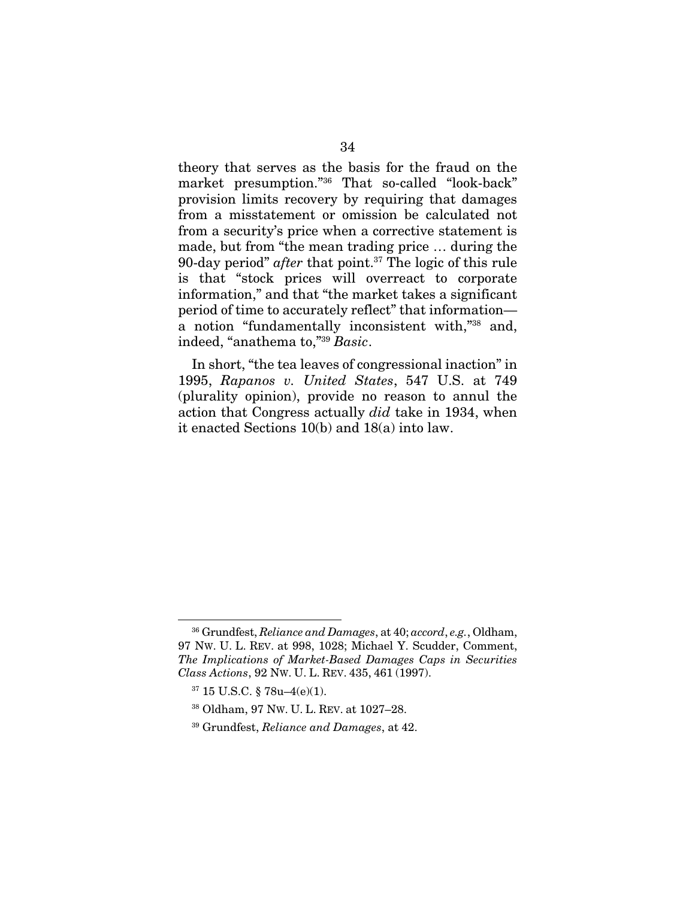theory that serves as the basis for the fraud on the market presumption."[36] That so-called "look-back" provision limits recovery by requiring that damages from a misstatement or omission be calculated not from a security's price when a corrective statement is made, but from "the mean trading price … during the 90-day period" *after* that point.[37] The logic of this rule is that "stock prices will overreact to corporate information," and that "the market takes a significant period of time to accurately reflect" that information—a notion "fundamentally inconsistent with,"[38] and, indeed, "anathema to,"[39] *Basic*.

In short, "the tea leaves of congressional inaction" in 1995, *Rapanos v. United States*, 547 U.S. at 749 (plurality opinion), provide no reason to annul the action that Congress actually *did* take in 1934, when it enacted Sections 10(b) and 18(a) into law.

---

[36] Grundfest, *Reliance and Damages*, at 40; *accord*, *e.g.*, Oldham, 97 NW. U. L. REV. at 998, 1028; Michael Y. Scudder, Comment, *The Implications of Market-Based Damages Caps in Securities Class Actions*, 92 NW. U. L. REV. 435, 461 (1997).

[37] 15 U.S.C. § 78u–4(e)(1).

[38] Oldham, 97 NW. U. L. REV. at 1027–28.

[39] Grundfest, *Reliance and Damages*, at 42.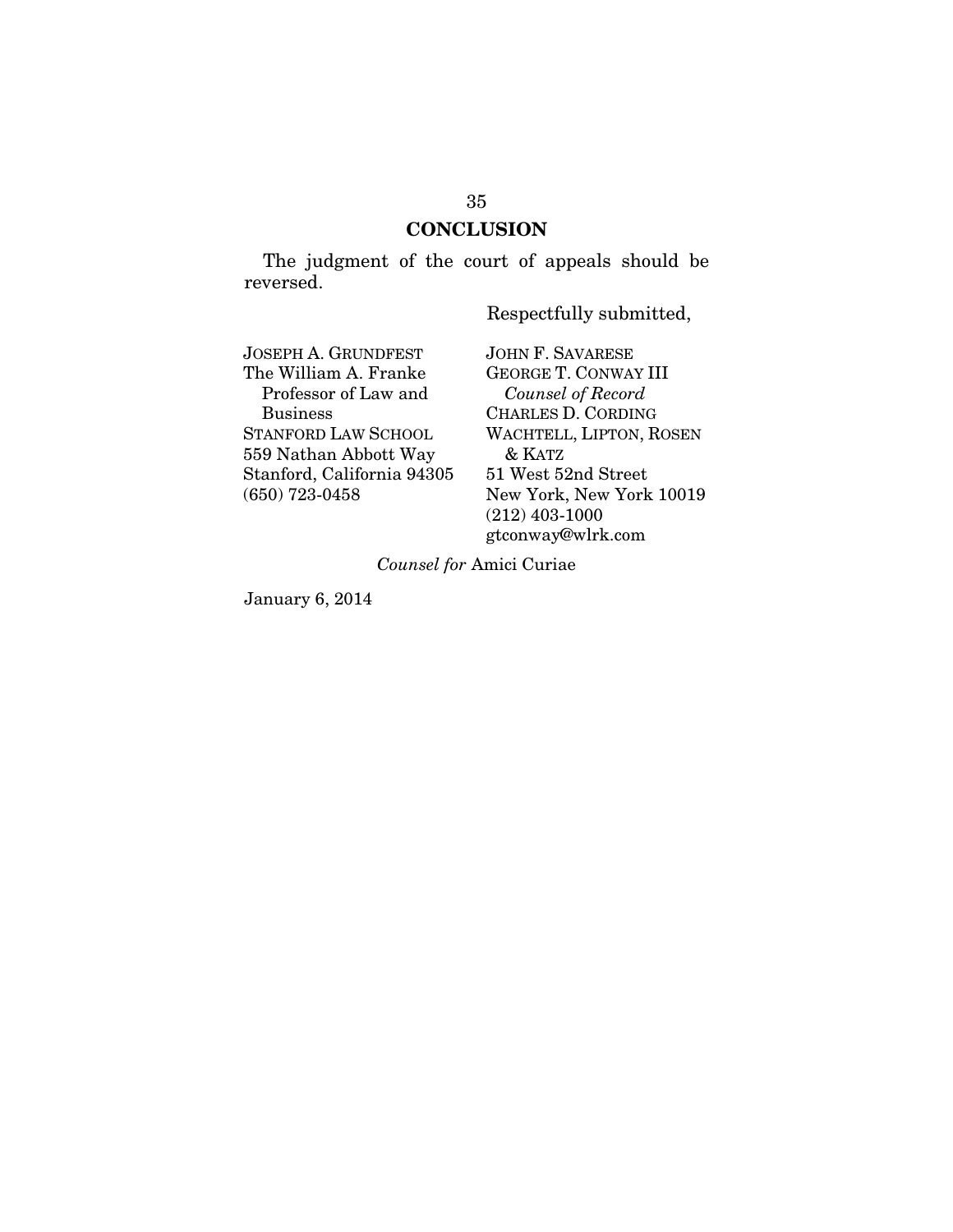## CONCLUSION

The judgment of the court of appeals should be reversed.

Respectfully submitted,

JOSEPH A. GRUNDFEST
The William A. Franke
Professor of Law and
Business
STANFORD LAW SCHOOL
559 Nathan Abbott Way
Stanford, California 94305
(650) 723-0458

JOHN F. SAVARESE
GEORGE T. CONWAY III
*Counsel of Record*
CHARLES D. CORDING
WACHTELL, LIPTON, ROSEN
& KATZ
51 West 52nd Street
New York, New York 10019
(212) 403-1000
gtconway@wlrk.com

*Counsel for* Amici Curiae

January 6, 2014